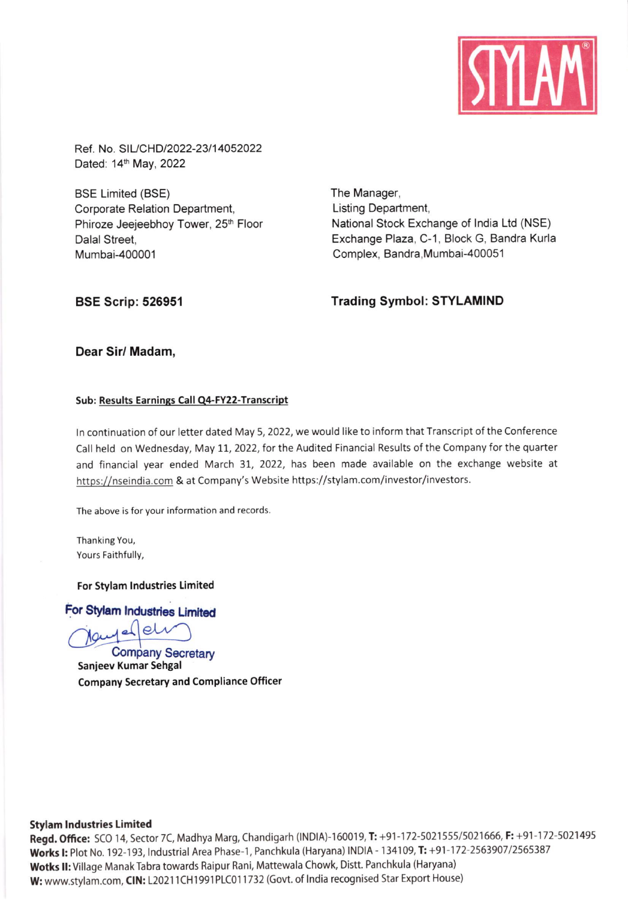STYLAM®

Ref. No. SIL/CHD/2022-23/14052022
Dated: 14th May, 2022

BSE Limited (BSE)
Corporate Relation Department,
Phiroze Jeejeebhoy Tower, 25th Floor
Dalal Street,
Mumbai-400001

The Manager,
Listing Department,
National Stock Exchange of India Ltd (NSE)
Exchange Plaza, C-1, Block G, Bandra Kurla
Complex, Bandra,Mumbai-400051

**BSE Scrip: 526951**

**Trading Symbol: STYLAMIND**

**Dear Sir/ Madam,**

**Sub: Results Earnings Call Q4-FY22-Transcript**

In continuation of our letter dated May 5, 2022, we would like to inform that Transcript of the Conference Call held on Wednesday, May 11, 2022, for the Audited Financial Results of the Company for the quarter and financial year ended March 31, 2022, has been made available on the exchange website at https://nseindia.com & at Company's Website https://stylam.com/investor/investors.

The above is for your information and records.

Thanking You,
Yours Faithfully,

**For Stylam Industries Limited**

For Stylam Industries Limited
Company Secretary
**Sanjeev Kumar Sehgal**
**Company Secretary and Compliance Officer**

**Stylam Industries Limited**
**Regd. Office:** SCO 14, Sector 7C, Madhya Marg, Chandigarh (INDIA)-160019, **T:** +91-172-5021555/5021666, **F:** +91-172-5021495
**Works I:** Plot No. 192-193, Industrial Area Phase-1, Panchkula (Haryana) INDIA - 134109, **T:** +91-172-2563907/2565387
**Wotks II:** Village Manak Tabra towards Raipur Rani, Mattewala Chowk, Distt. Panchkula (Haryana)
**W:** www.stylam.com, **CIN:** L20211CH1991PLC011732 (Govt. of India recognised Star Export House)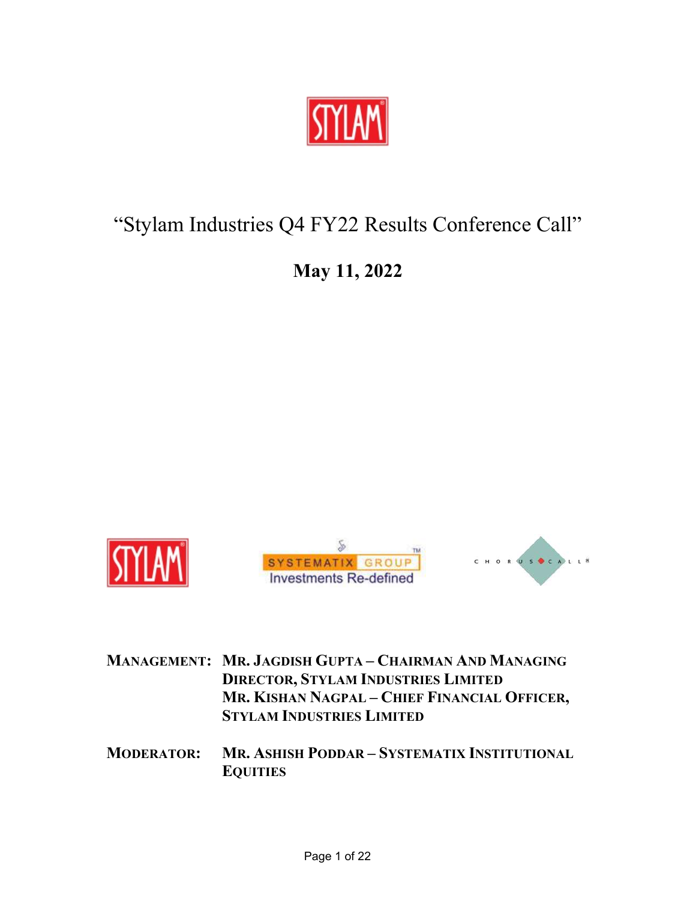# "Stylam Industries Q4 FY22 Results Conference Call"

**May 11, 2022**

**MANAGEMENT:** MR. JAGDISH GUPTA – CHAIRMAN AND MANAGING DIRECTOR, STYLAM INDUSTRIES LIMITED
MR. KISHAN NAGPAL – CHIEF FINANCIAL OFFICER, STYLAM INDUSTRIES LIMITED

**MODERATOR:** MR. ASHISH PODDAR – SYSTEMATIX INSTITUTIONAL EQUITIES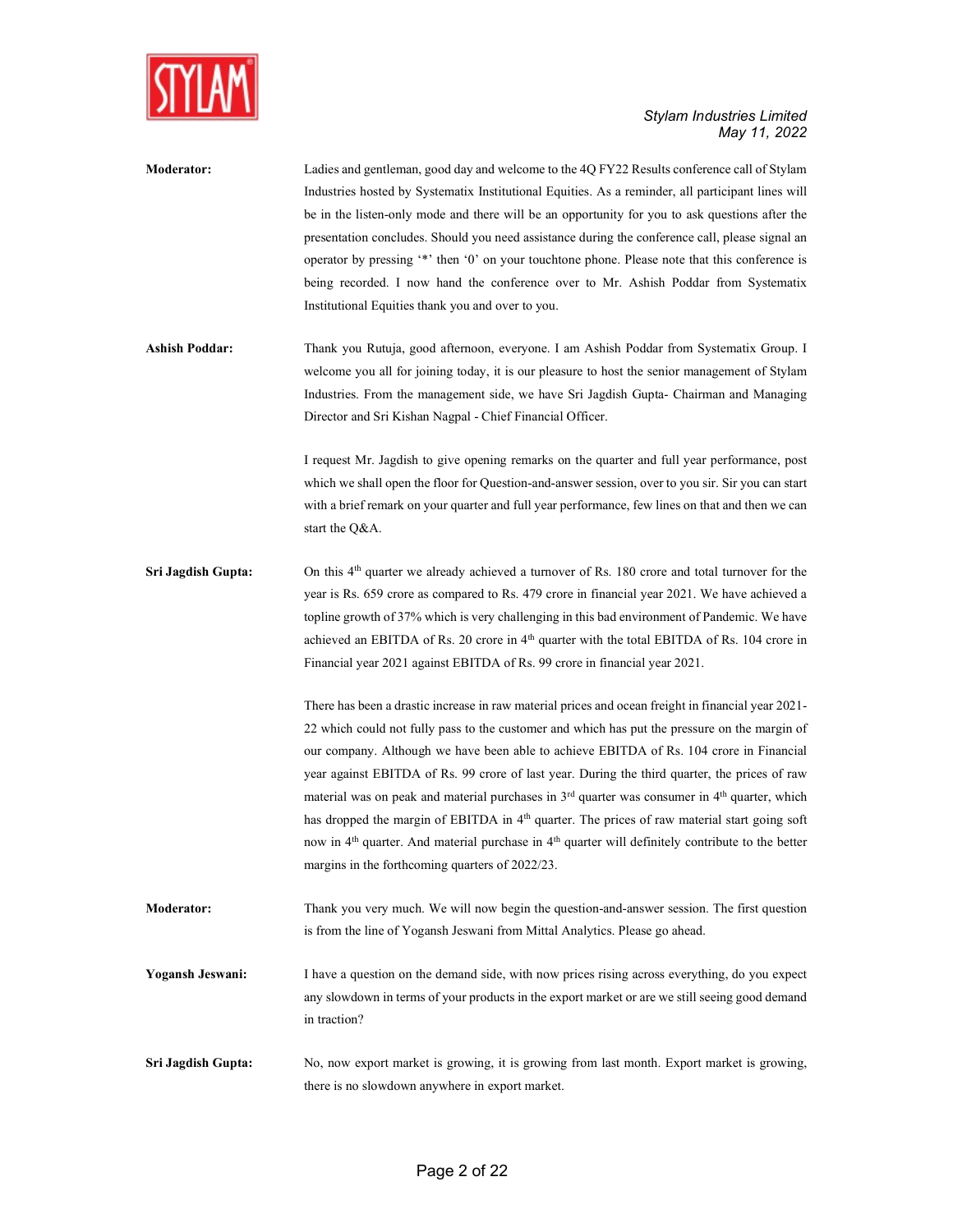**Moderator:** Ladies and gentleman, good day and welcome to the 4Q FY22 Results conference call of Stylam Industries hosted by Systematix Institutional Equities. As a reminder, all participant lines will be in the listen-only mode and there will be an opportunity for you to ask questions after the presentation concludes. Should you need assistance during the conference call, please signal an operator by pressing '*' then '0' on your touchtone phone. Please note that this conference is being recorded. I now hand the conference over to Mr. Ashish Poddar from Systematix Institutional Equities thank you and over to you.

**Ashish Poddar:** Thank you Rutuja, good afternoon, everyone. I am Ashish Poddar from Systematix Group. I welcome you all for joining today, it is our pleasure to host the senior management of Stylam Industries. From the management side, we have Sri Jagdish Gupta- Chairman and Managing Director and Sri Kishan Nagpal - Chief Financial Officer.

I request Mr. Jagdish to give opening remarks on the quarter and full year performance, post which we shall open the floor for Question-and-answer session, over to you sir. Sir you can start with a brief remark on your quarter and full year performance, few lines on that and then we can start the Q&A.

**Sri Jagdish Gupta:** On this 4th quarter we already achieved a turnover of Rs. 180 crore and total turnover for the year is Rs. 659 crore as compared to Rs. 479 crore in financial year 2021. We have achieved a topline growth of 37% which is very challenging in this bad environment of Pandemic. We have achieved an EBITDA of Rs. 20 crore in 4th quarter with the total EBITDA of Rs. 104 crore in Financial year 2021 against EBITDA of Rs. 99 crore in financial year 2021.

There has been a drastic increase in raw material prices and ocean freight in financial year 2021-22 which could not fully pass to the customer and which has put the pressure on the margin of our company. Although we have been able to achieve EBITDA of Rs. 104 crore in Financial year against EBITDA of Rs. 99 crore of last year. During the third quarter, the prices of raw material was on peak and material purchases in 3rd quarter was consumer in 4th quarter, which has dropped the margin of EBITDA in 4th quarter. The prices of raw material start going soft now in 4th quarter. And material purchase in 4th quarter will definitely contribute to the better margins in the forthcoming quarters of 2022/23.

**Moderator:** Thank you very much. We will now begin the question-and-answer session. The first question is from the line of Yogansh Jeswani from Mittal Analytics. Please go ahead.

**Yogansh Jeswani:** I have a question on the demand side, with now prices rising across everything, do you expect any slowdown in terms of your products in the export market or are we still seeing good demand in traction?

**Sri Jagdish Gupta:** No, now export market is growing, it is growing from last month. Export market is growing, there is no slowdown anywhere in export market.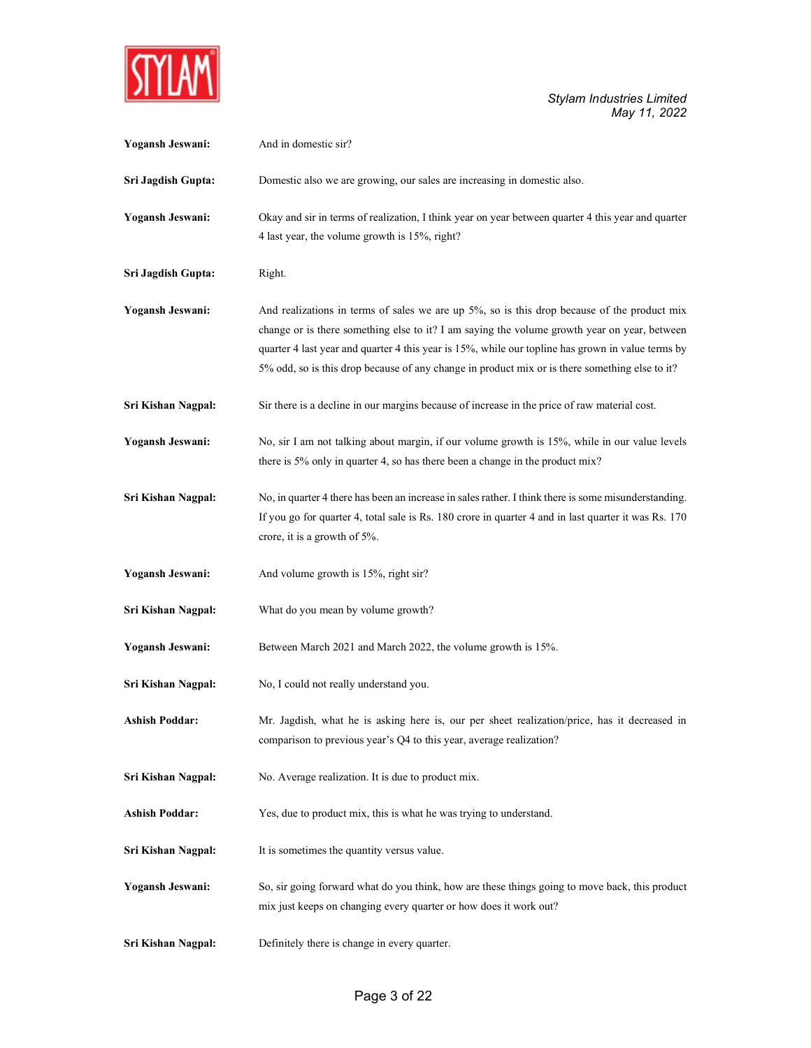**Yogansh Jeswani:** And in domestic sir?

**Sri Jagdish Gupta:** Domestic also we are growing, our sales are increasing in domestic also.

**Yogansh Jeswani:** Okay and sir in terms of realization, I think year on year between quarter 4 this year and quarter 4 last year, the volume growth is 15%, right?

**Sri Jagdish Gupta:** Right.

**Yogansh Jeswani:** And realizations in terms of sales we are up 5%, so is this drop because of the product mix change or is there something else to it? I am saying the volume growth year on year, between quarter 4 last year and quarter 4 this year is 15%, while our topline has grown in value terms by 5% odd, so is this drop because of any change in product mix or is there something else to it?

**Sri Kishan Nagpal:** Sir there is a decline in our margins because of increase in the price of raw material cost.

**Yogansh Jeswani:** No, sir I am not talking about margin, if our volume growth is 15%, while in our value levels there is 5% only in quarter 4, so has there been a change in the product mix?

**Sri Kishan Nagpal:** No, in quarter 4 there has been an increase in sales rather. I think there is some misunderstanding. If you go for quarter 4, total sale is Rs. 180 crore in quarter 4 and in last quarter it was Rs. 170 crore, it is a growth of 5%.

**Yogansh Jeswani:** And volume growth is 15%, right sir?

**Sri Kishan Nagpal:** What do you mean by volume growth?

**Yogansh Jeswani:** Between March 2021 and March 2022, the volume growth is 15%.

**Sri Kishan Nagpal:** No, I could not really understand you.

**Ashish Poddar:** Mr. Jagdish, what he is asking here is, our per sheet realization/price, has it decreased in comparison to previous year's Q4 to this year, average realization?

**Sri Kishan Nagpal:** No. Average realization. It is due to product mix.

**Ashish Poddar:** Yes, due to product mix, this is what he was trying to understand.

**Sri Kishan Nagpal:** It is sometimes the quantity versus value.

**Yogansh Jeswani:** So, sir going forward what do you think, how are these things going to move back, this product mix just keeps on changing every quarter or how does it work out?

**Sri Kishan Nagpal:** Definitely there is change in every quarter.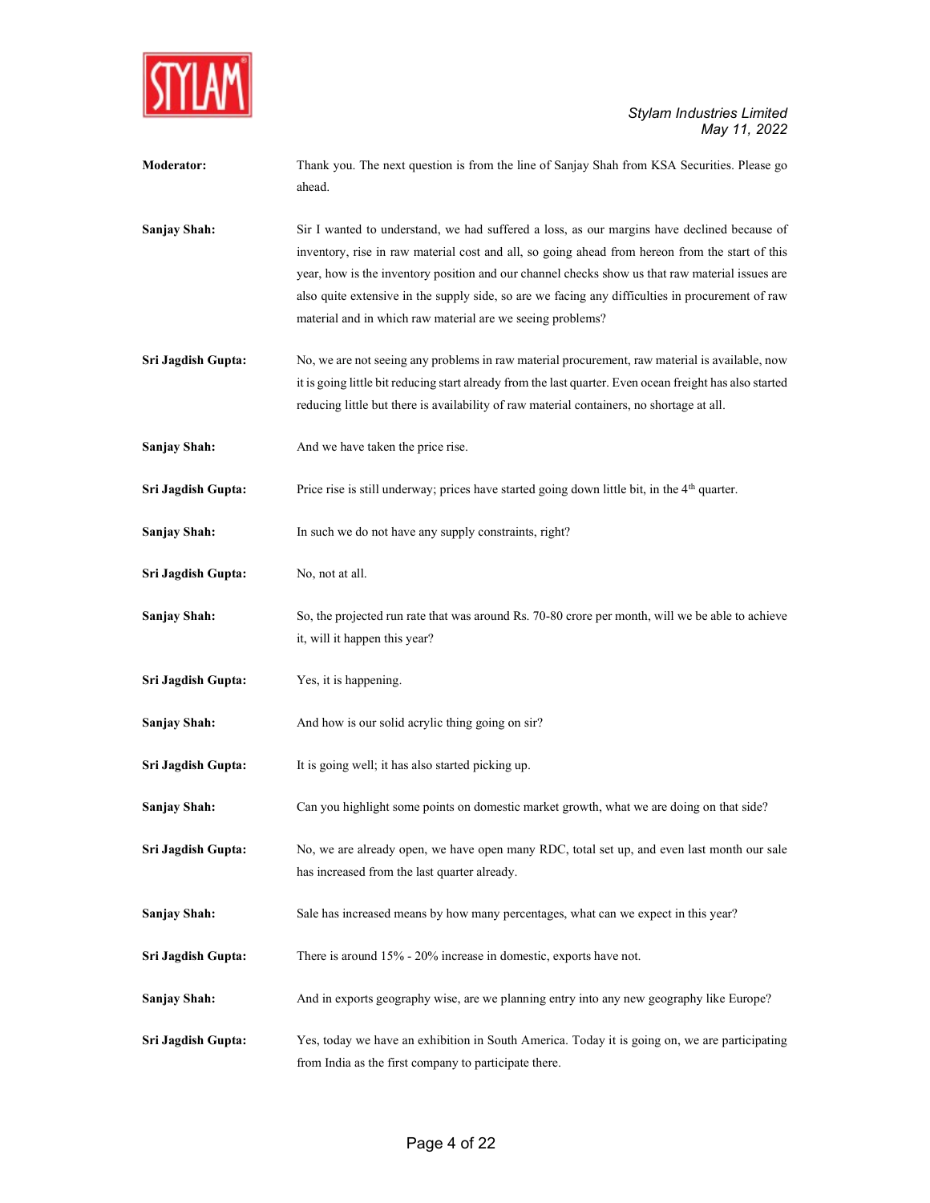**Moderator:** Thank you. The next question is from the line of Sanjay Shah from KSA Securities. Please go ahead.

**Sanjay Shah:** Sir I wanted to understand, we had suffered a loss, as our margins have declined because of inventory, rise in raw material cost and all, so going ahead from hereon from the start of this year, how is the inventory position and our channel checks show us that raw material issues are also quite extensive in the supply side, so are we facing any difficulties in procurement of raw material and in which raw material are we seeing problems?

**Sri Jagdish Gupta:** No, we are not seeing any problems in raw material procurement, raw material is available, now it is going little bit reducing start already from the last quarter. Even ocean freight has also started reducing little but there is availability of raw material containers, no shortage at all.

**Sanjay Shah:** And we have taken the price rise.

**Sri Jagdish Gupta:** Price rise is still underway; prices have started going down little bit, in the 4th quarter.

**Sanjay Shah:** In such we do not have any supply constraints, right?

**Sri Jagdish Gupta:** No, not at all.

**Sanjay Shah:** So, the projected run rate that was around Rs. 70-80 crore per month, will we be able to achieve it, will it happen this year?

**Sri Jagdish Gupta:** Yes, it is happening.

**Sanjay Shah:** And how is our solid acrylic thing going on sir?

**Sri Jagdish Gupta:** It is going well; it has also started picking up.

**Sanjay Shah:** Can you highlight some points on domestic market growth, what we are doing on that side?

**Sri Jagdish Gupta:** No, we are already open, we have open many RDC, total set up, and even last month our sale has increased from the last quarter already.

**Sanjay Shah:** Sale has increased means by how many percentages, what can we expect in this year?

**Sri Jagdish Gupta:** There is around 15% - 20% increase in domestic, exports have not.

**Sanjay Shah:** And in exports geography wise, are we planning entry into any new geography like Europe?

**Sri Jagdish Gupta:** Yes, today we have an exhibition in South America. Today it is going on, we are participating from India as the first company to participate there.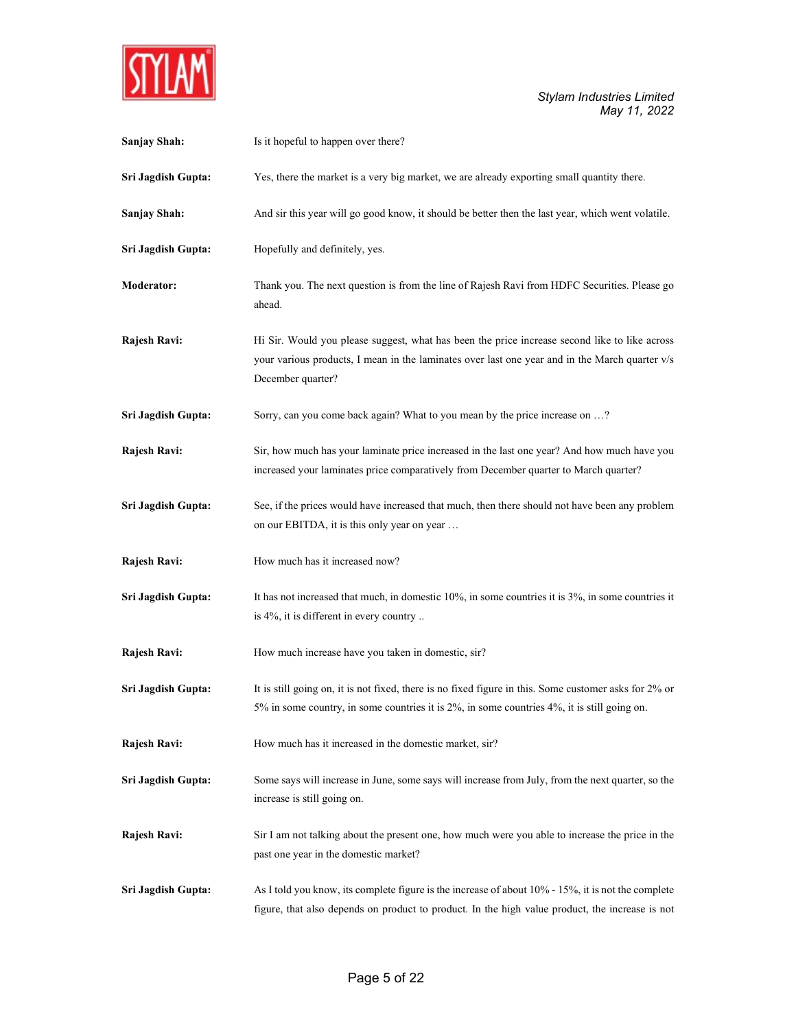**Sanjay Shah:** Is it hopeful to happen over there?

**Sri Jagdish Gupta:** Yes, there the market is a very big market, we are already exporting small quantity there.

**Sanjay Shah:** And sir this year will go good know, it should be better then the last year, which went volatile.

**Sri Jagdish Gupta:** Hopefully and definitely, yes.

**Moderator:** Thank you. The next question is from the line of Rajesh Ravi from HDFC Securities. Please go ahead.

**Rajesh Ravi:** Hi Sir. Would you please suggest, what has been the price increase second like to like across your various products, I mean in the laminates over last one year and in the March quarter v/s December quarter?

**Sri Jagdish Gupta:** Sorry, can you come back again? What to you mean by the price increase on …?

**Rajesh Ravi:** Sir, how much has your laminate price increased in the last one year? And how much have you increased your laminates price comparatively from December quarter to March quarter?

**Sri Jagdish Gupta:** See, if the prices would have increased that much, then there should not have been any problem on our EBITDA, it is this only year on year …

**Rajesh Ravi:** How much has it increased now?

**Sri Jagdish Gupta:** It has not increased that much, in domestic 10%, in some countries it is 3%, in some countries it is 4%, it is different in every country ..

**Rajesh Ravi:** How much increase have you taken in domestic, sir?

**Sri Jagdish Gupta:** It is still going on, it is not fixed, there is no fixed figure in this. Some customer asks for 2% or 5% in some country, in some countries it is 2%, in some countries 4%, it is still going on.

**Rajesh Ravi:** How much has it increased in the domestic market, sir?

**Sri Jagdish Gupta:** Some says will increase in June, some says will increase from July, from the next quarter, so the increase is still going on.

**Rajesh Ravi:** Sir I am not talking about the present one, how much were you able to increase the price in the past one year in the domestic market?

**Sri Jagdish Gupta:** As I told you know, its complete figure is the increase of about 10% - 15%, it is not the complete figure, that also depends on product to product. In the high value product, the increase is not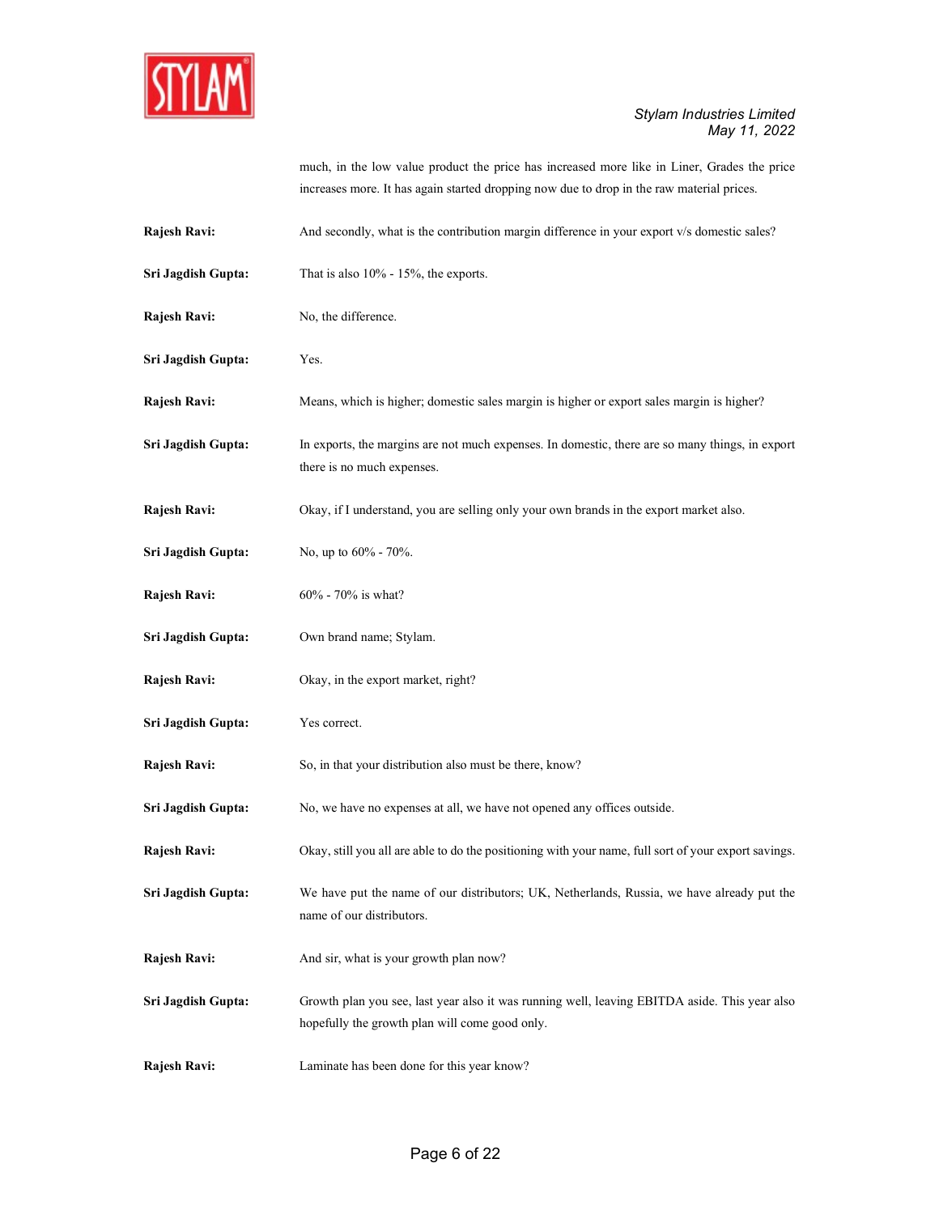much, in the low value product the price has increased more like in Liner, Grades the price increases more. It has again started dropping now due to drop in the raw material prices.

**Rajesh Ravi:** And secondly, what is the contribution margin difference in your export v/s domestic sales?

**Sri Jagdish Gupta:** That is also 10% - 15%, the exports.

**Rajesh Ravi:** No, the difference.

**Sri Jagdish Gupta:** Yes.

**Rajesh Ravi:** Means, which is higher; domestic sales margin is higher or export sales margin is higher?

**Sri Jagdish Gupta:** In exports, the margins are not much expenses. In domestic, there are so many things, in export there is no much expenses.

**Rajesh Ravi:** Okay, if I understand, you are selling only your own brands in the export market also.

**Sri Jagdish Gupta:** No, up to 60% - 70%.

**Rajesh Ravi:** 60% - 70% is what?

**Sri Jagdish Gupta:** Own brand name; Stylam.

**Rajesh Ravi:** Okay, in the export market, right?

**Sri Jagdish Gupta:** Yes correct.

**Rajesh Ravi:** So, in that your distribution also must be there, know?

**Sri Jagdish Gupta:** No, we have no expenses at all, we have not opened any offices outside.

**Rajesh Ravi:** Okay, still you all are able to do the positioning with your name, full sort of your export savings.

**Sri Jagdish Gupta:** We have put the name of our distributors; UK, Netherlands, Russia, we have already put the name of our distributors.

**Rajesh Ravi:** And sir, what is your growth plan now?

**Sri Jagdish Gupta:** Growth plan you see, last year also it was running well, leaving EBITDA aside. This year also hopefully the growth plan will come good only.

**Rajesh Ravi:** Laminate has been done for this year know?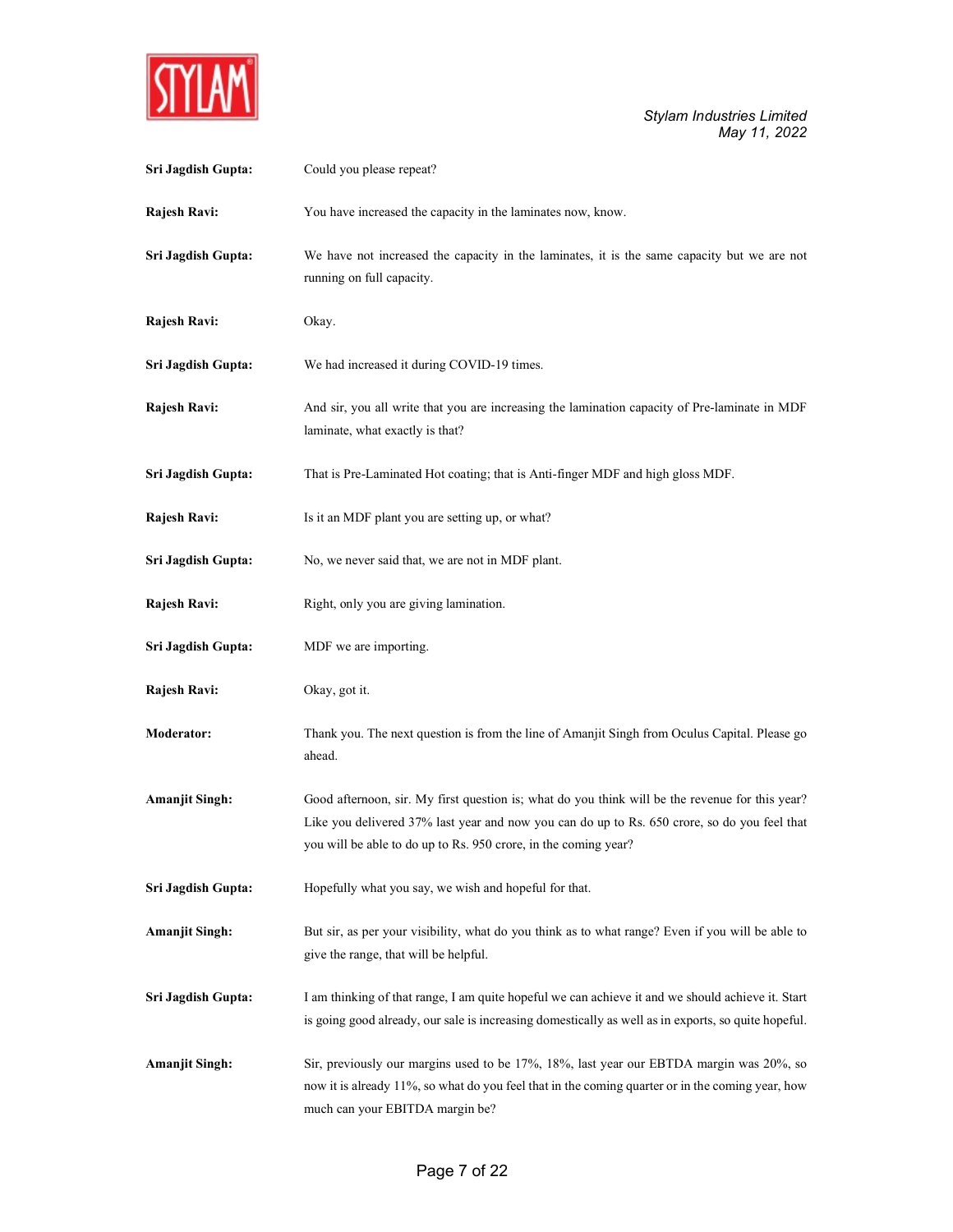**Sri Jagdish Gupta:** Could you please repeat?

**Rajesh Ravi:** You have increased the capacity in the laminates now, know.

**Sri Jagdish Gupta:** We have not increased the capacity in the laminates, it is the same capacity but we are not running on full capacity.

**Rajesh Ravi:** Okay.

**Sri Jagdish Gupta:** We had increased it during COVID-19 times.

**Rajesh Ravi:** And sir, you all write that you are increasing the lamination capacity of Pre-laminate in MDF laminate, what exactly is that?

**Sri Jagdish Gupta:** That is Pre-Laminated Hot coating; that is Anti-finger MDF and high gloss MDF.

**Rajesh Ravi:** Is it an MDF plant you are setting up, or what?

**Sri Jagdish Gupta:** No, we never said that, we are not in MDF plant.

**Rajesh Ravi:** Right, only you are giving lamination.

**Sri Jagdish Gupta:** MDF we are importing.

**Rajesh Ravi:** Okay, got it.

**Moderator:** Thank you. The next question is from the line of Amanjit Singh from Oculus Capital. Please go ahead.

**Amanjit Singh:** Good afternoon, sir. My first question is; what do you think will be the revenue for this year? Like you delivered 37% last year and now you can do up to Rs. 650 crore, so do you feel that you will be able to do up to Rs. 950 crore, in the coming year?

**Sri Jagdish Gupta:** Hopefully what you say, we wish and hopeful for that.

**Amanjit Singh:** But sir, as per your visibility, what do you think as to what range? Even if you will be able to give the range, that will be helpful.

**Sri Jagdish Gupta:** I am thinking of that range, I am quite hopeful we can achieve it and we should achieve it. Start is going good already, our sale is increasing domestically as well as in exports, so quite hopeful.

**Amanjit Singh:** Sir, previously our margins used to be 17%, 18%, last year our EBTDA margin was 20%, so now it is already 11%, so what do you feel that in the coming quarter or in the coming year, how much can your EBITDA margin be?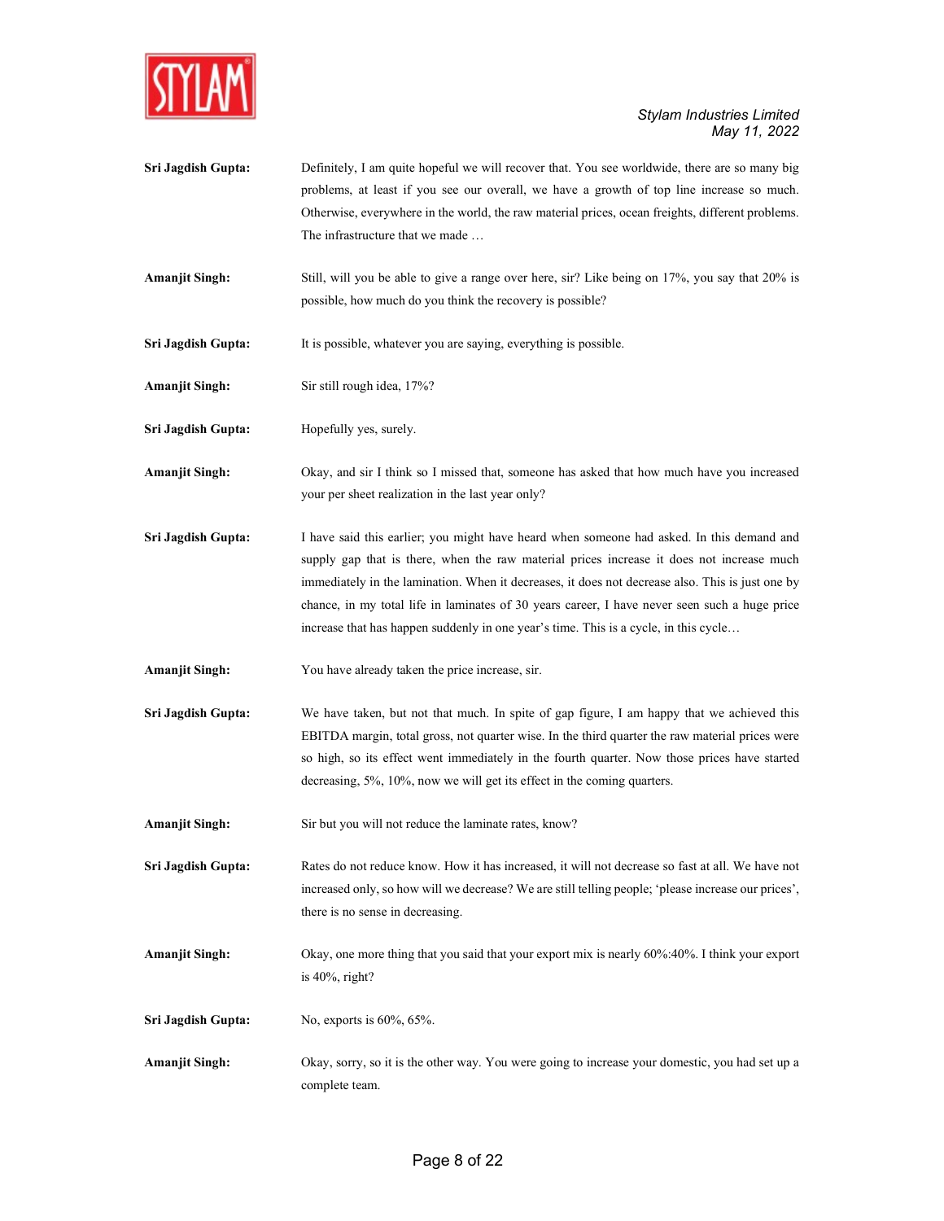**Sri Jagdish Gupta:** Definitely, I am quite hopeful we will recover that. You see worldwide, there are so many big problems, at least if you see our overall, we have a growth of top line increase so much. Otherwise, everywhere in the world, the raw material prices, ocean freights, different problems. The infrastructure that we made …

**Amanjit Singh:** Still, will you be able to give a range over here, sir? Like being on 17%, you say that 20% is possible, how much do you think the recovery is possible?

**Sri Jagdish Gupta:** It is possible, whatever you are saying, everything is possible.

**Amanjit Singh:** Sir still rough idea, 17%?

**Sri Jagdish Gupta:** Hopefully yes, surely.

**Amanjit Singh:** Okay, and sir I think so I missed that, someone has asked that how much have you increased your per sheet realization in the last year only?

**Sri Jagdish Gupta:** I have said this earlier; you might have heard when someone had asked. In this demand and supply gap that is there, when the raw material prices increase it does not increase much immediately in the lamination. When it decreases, it does not decrease also. This is just one by chance, in my total life in laminates of 30 years career, I have never seen such a huge price increase that has happen suddenly in one year's time. This is a cycle, in this cycle…

**Amanjit Singh:** You have already taken the price increase, sir.

**Sri Jagdish Gupta:** We have taken, but not that much. In spite of gap figure, I am happy that we achieved this EBITDA margin, total gross, not quarter wise. In the third quarter the raw material prices were so high, so its effect went immediately in the fourth quarter. Now those prices have started decreasing, 5%, 10%, now we will get its effect in the coming quarters.

**Amanjit Singh:** Sir but you will not reduce the laminate rates, know?

**Sri Jagdish Gupta:** Rates do not reduce know. How it has increased, it will not decrease so fast at all. We have not increased only, so how will we decrease? We are still telling people; 'please increase our prices', there is no sense in decreasing.

**Amanjit Singh:** Okay, one more thing that you said that your export mix is nearly 60%:40%. I think your export is 40%, right?

**Sri Jagdish Gupta:** No, exports is 60%, 65%.

**Amanjit Singh:** Okay, sorry, so it is the other way. You were going to increase your domestic, you had set up a complete team.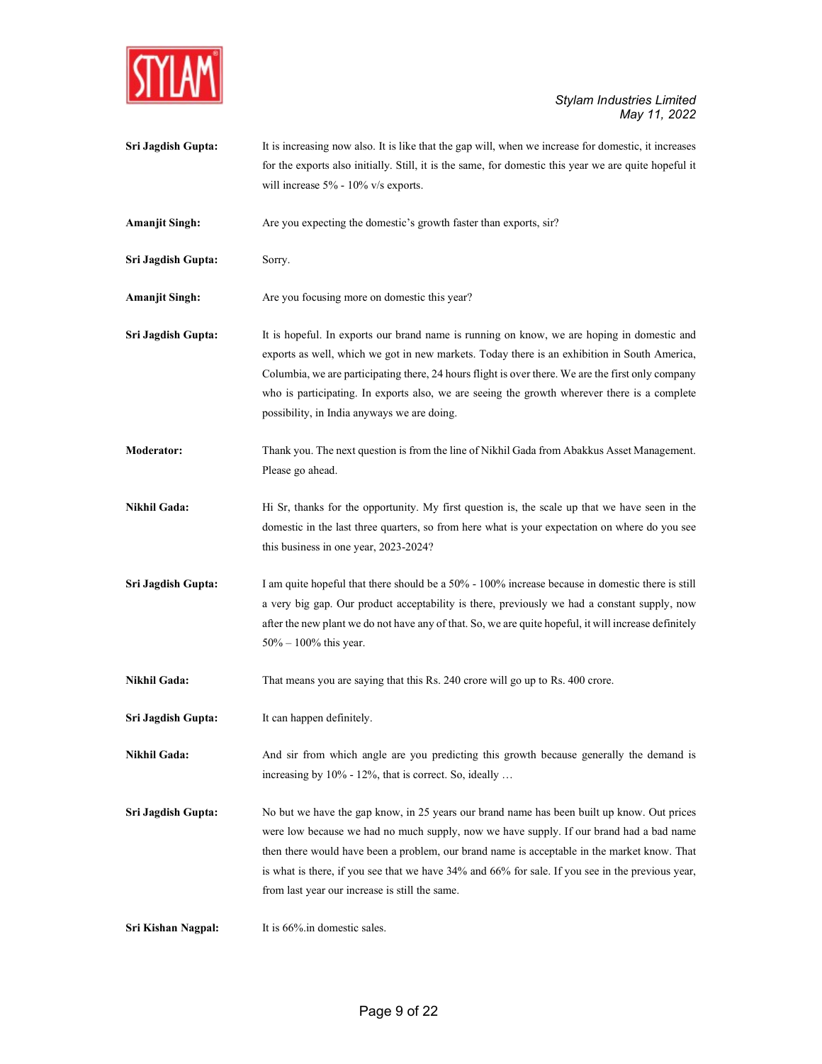**Sri Jagdish Gupta:** It is increasing now also. It is like that the gap will, when we increase for domestic, it increases for the exports also initially. Still, it is the same, for domestic this year we are quite hopeful it will increase 5% - 10% v/s exports.

**Amanjit Singh:** Are you expecting the domestic's growth faster than exports, sir?

**Sri Jagdish Gupta:** Sorry.

**Amanjit Singh:** Are you focusing more on domestic this year?

**Sri Jagdish Gupta:** It is hopeful. In exports our brand name is running on know, we are hoping in domestic and exports as well, which we got in new markets. Today there is an exhibition in South America, Columbia, we are participating there, 24 hours flight is over there. We are the first only company who is participating. In exports also, we are seeing the growth wherever there is a complete possibility, in India anyways we are doing.

**Moderator:** Thank you. The next question is from the line of Nikhil Gada from Abakkus Asset Management. Please go ahead.

**Nikhil Gada:** Hi Sr, thanks for the opportunity. My first question is, the scale up that we have seen in the domestic in the last three quarters, so from here what is your expectation on where do you see this business in one year, 2023-2024?

**Sri Jagdish Gupta:** I am quite hopeful that there should be a 50% - 100% increase because in domestic there is still a very big gap. Our product acceptability is there, previously we had a constant supply, now after the new plant we do not have any of that. So, we are quite hopeful, it will increase definitely 50% – 100% this year.

**Nikhil Gada:** That means you are saying that this Rs. 240 crore will go up to Rs. 400 crore.

**Sri Jagdish Gupta:** It can happen definitely.

**Nikhil Gada:** And sir from which angle are you predicting this growth because generally the demand is increasing by 10% - 12%, that is correct. So, ideally …

**Sri Jagdish Gupta:** No but we have the gap know, in 25 years our brand name has been built up know. Out prices were low because we had no much supply, now we have supply. If our brand had a bad name then there would have been a problem, our brand name is acceptable in the market know. That is what is there, if you see that we have 34% and 66% for sale. If you see in the previous year, from last year our increase is still the same.

**Sri Kishan Nagpal:** It is 66%.in domestic sales.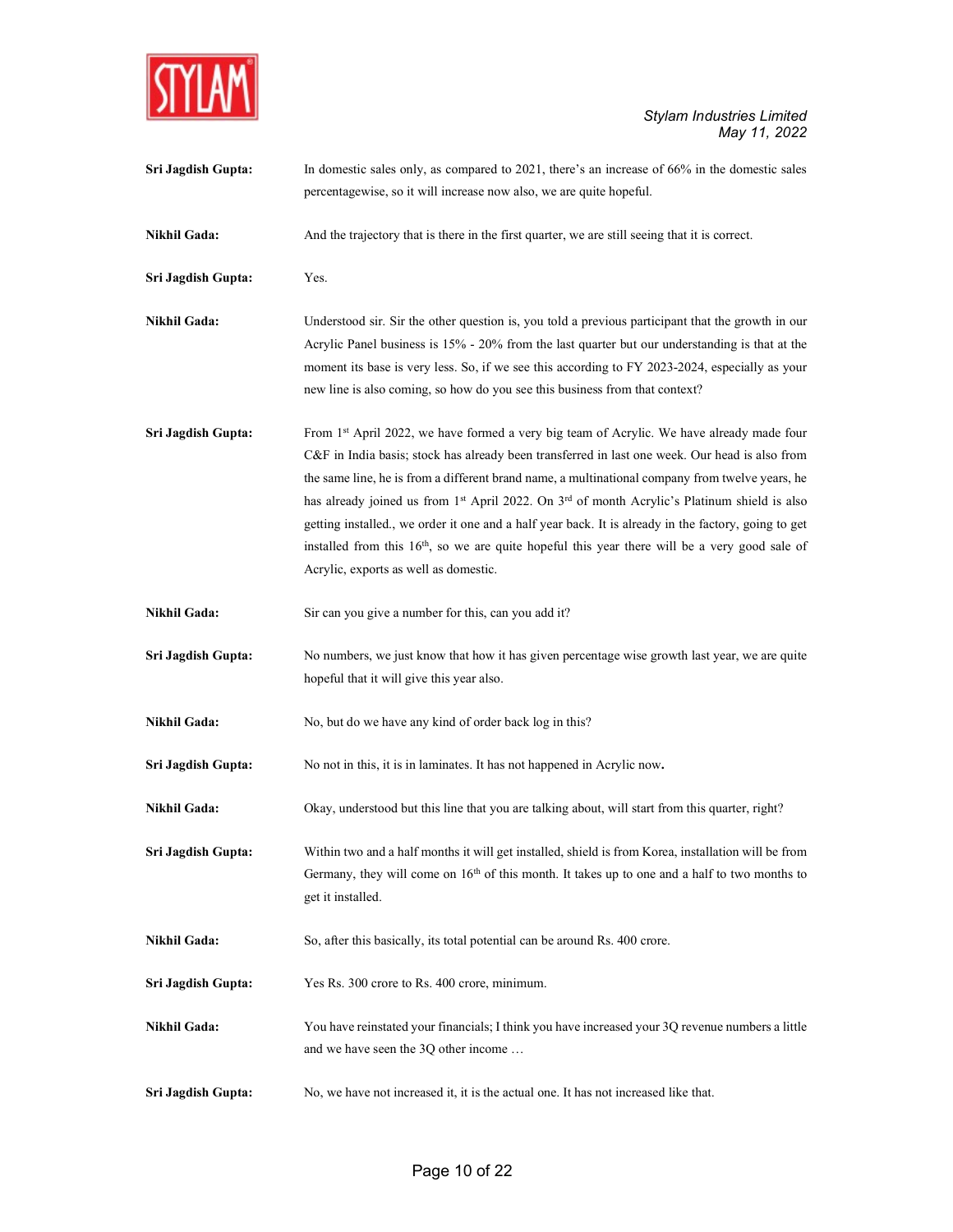**Sri Jagdish Gupta:** In domestic sales only, as compared to 2021, there's an increase of 66% in the domestic sales percentagewise, so it will increase now also, we are quite hopeful.

**Nikhil Gada:** And the trajectory that is there in the first quarter, we are still seeing that it is correct.

**Sri Jagdish Gupta:** Yes.

**Nikhil Gada:** Understood sir. Sir the other question is, you told a previous participant that the growth in our Acrylic Panel business is 15% - 20% from the last quarter but our understanding is that at the moment its base is very less. So, if we see this according to FY 2023-2024, especially as your new line is also coming, so how do you see this business from that context?

**Sri Jagdish Gupta:** From 1st April 2022, we have formed a very big team of Acrylic. We have already made four C&F in India basis; stock has already been transferred in last one week. Our head is also from the same line, he is from a different brand name, a multinational company from twelve years, he has already joined us from 1st April 2022. On 3rd of month Acrylic's Platinum shield is also getting installed., we order it one and a half year back. It is already in the factory, going to get installed from this 16th, so we are quite hopeful this year there will be a very good sale of Acrylic, exports as well as domestic.

**Nikhil Gada:** Sir can you give a number for this, can you add it?

**Sri Jagdish Gupta:** No numbers, we just know that how it has given percentage wise growth last year, we are quite hopeful that it will give this year also.

**Nikhil Gada:** No, but do we have any kind of order back log in this?

**Sri Jagdish Gupta:** No not in this, it is in laminates. It has not happened in Acrylic now**.**

**Nikhil Gada:** Okay, understood but this line that you are talking about, will start from this quarter, right?

**Sri Jagdish Gupta:** Within two and a half months it will get installed, shield is from Korea, installation will be from Germany, they will come on 16th of this month. It takes up to one and a half to two months to get it installed.

**Nikhil Gada:** So, after this basically, its total potential can be around Rs. 400 crore.

**Sri Jagdish Gupta:** Yes Rs. 300 crore to Rs. 400 crore, minimum.

**Nikhil Gada:** You have reinstated your financials; I think you have increased your 3Q revenue numbers a little and we have seen the 3Q other income …

**Sri Jagdish Gupta:** No, we have not increased it, it is the actual one. It has not increased like that.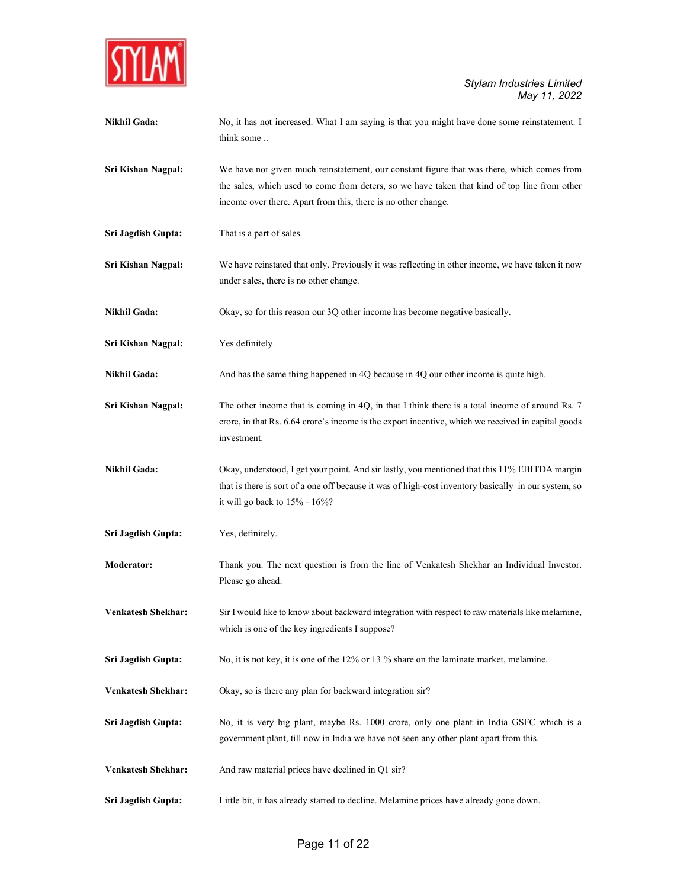**Nikhil Gada:** No, it has not increased. What I am saying is that you might have done some reinstatement. I think some ..

**Sri Kishan Nagpal:** We have not given much reinstatement, our constant figure that was there, which comes from the sales, which used to come from deters, so we have taken that kind of top line from other income over there. Apart from this, there is no other change.

**Sri Jagdish Gupta:** That is a part of sales.

**Sri Kishan Nagpal:** We have reinstated that only. Previously it was reflecting in other income, we have taken it now under sales, there is no other change.

**Nikhil Gada:** Okay, so for this reason our 3Q other income has become negative basically.

**Sri Kishan Nagpal:** Yes definitely.

**Nikhil Gada:** And has the same thing happened in 4Q because in 4Q our other income is quite high.

**Sri Kishan Nagpal:** The other income that is coming in 4Q, in that I think there is a total income of around Rs. 7 crore, in that Rs. 6.64 crore's income is the export incentive, which we received in capital goods investment.

**Nikhil Gada:** Okay, understood, I get your point. And sir lastly, you mentioned that this 11% EBITDA margin that is there is sort of a one off because it was of high-cost inventory basically in our system, so it will go back to 15% - 16%?

**Sri Jagdish Gupta:** Yes, definitely.

**Moderator:** Thank you. The next question is from the line of Venkatesh Shekhar an Individual Investor. Please go ahead.

**Venkatesh Shekhar:** Sir I would like to know about backward integration with respect to raw materials like melamine, which is one of the key ingredients I suppose?

**Sri Jagdish Gupta:** No, it is not key, it is one of the 12% or 13 % share on the laminate market, melamine.

**Venkatesh Shekhar:** Okay, so is there any plan for backward integration sir?

**Sri Jagdish Gupta:** No, it is very big plant, maybe Rs. 1000 crore, only one plant in India GSFC which is a government plant, till now in India we have not seen any other plant apart from this.

**Venkatesh Shekhar:** And raw material prices have declined in Q1 sir?

**Sri Jagdish Gupta:** Little bit, it has already started to decline. Melamine prices have already gone down.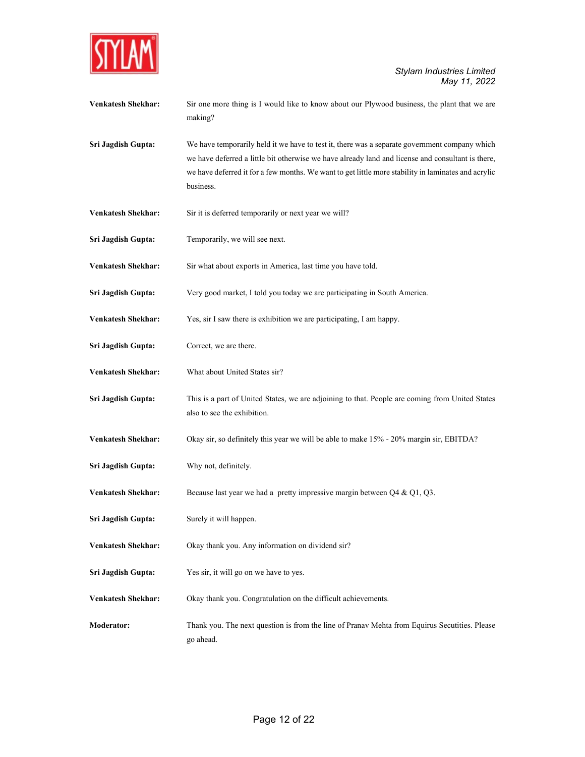**Venkatesh Shekhar:** Sir one more thing is I would like to know about our Plywood business, the plant that we are making?

**Sri Jagdish Gupta:** We have temporarily held it we have to test it, there was a separate government company which we have deferred a little bit otherwise we have already land and license and consultant is there, we have deferred it for a few months. We want to get little more stability in laminates and acrylic business.

**Venkatesh Shekhar:** Sir it is deferred temporarily or next year we will?

**Sri Jagdish Gupta:** Temporarily, we will see next.

**Venkatesh Shekhar:** Sir what about exports in America, last time you have told.

**Sri Jagdish Gupta:** Very good market, I told you today we are participating in South America.

**Venkatesh Shekhar:** Yes, sir I saw there is exhibition we are participating, I am happy.

**Sri Jagdish Gupta:** Correct, we are there.

**Venkatesh Shekhar:** What about United States sir?

**Sri Jagdish Gupta:** This is a part of United States, we are adjoining to that. People are coming from United States also to see the exhibition.

**Venkatesh Shekhar:** Okay sir, so definitely this year we will be able to make 15% - 20% margin sir, EBITDA?

**Sri Jagdish Gupta:** Why not, definitely.

**Venkatesh Shekhar:** Because last year we had a pretty impressive margin between Q4 & Q1, Q3.

**Sri Jagdish Gupta:** Surely it will happen.

**Venkatesh Shekhar:** Okay thank you. Any information on dividend sir?

**Sri Jagdish Gupta:** Yes sir, it will go on we have to yes.

**Venkatesh Shekhar:** Okay thank you. Congratulation on the difficult achievements.

**Moderator:** Thank you. The next question is from the line of Pranav Mehta from Equirus Secutities. Please go ahead.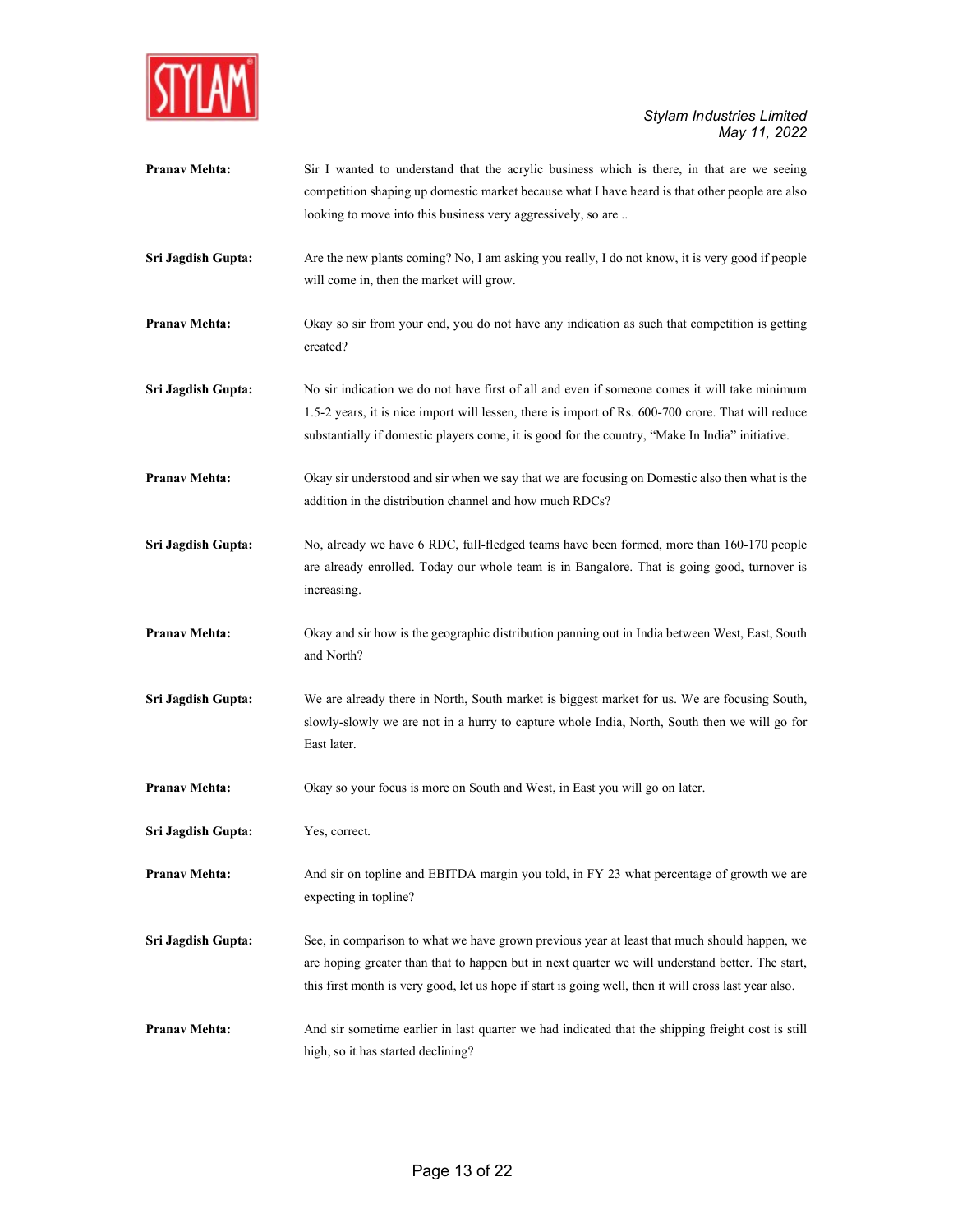**Pranav Mehta:** Sir I wanted to understand that the acrylic business which is there, in that are we seeing competition shaping up domestic market because what I have heard is that other people are also looking to move into this business very aggressively, so are ..

**Sri Jagdish Gupta:** Are the new plants coming? No, I am asking you really, I do not know, it is very good if people will come in, then the market will grow.

**Pranav Mehta:** Okay so sir from your end, you do not have any indication as such that competition is getting created?

**Sri Jagdish Gupta:** No sir indication we do not have first of all and even if someone comes it will take minimum 1.5-2 years, it is nice import will lessen, there is import of Rs. 600-700 crore. That will reduce substantially if domestic players come, it is good for the country, "Make In India" initiative.

**Pranav Mehta:** Okay sir understood and sir when we say that we are focusing on Domestic also then what is the addition in the distribution channel and how much RDCs?

**Sri Jagdish Gupta:** No, already we have 6 RDC, full-fledged teams have been formed, more than 160-170 people are already enrolled. Today our whole team is in Bangalore. That is going good, turnover is increasing.

**Pranav Mehta:** Okay and sir how is the geographic distribution panning out in India between West, East, South and North?

**Sri Jagdish Gupta:** We are already there in North, South market is biggest market for us. We are focusing South, slowly-slowly we are not in a hurry to capture whole India, North, South then we will go for East later.

**Pranav Mehta:** Okay so your focus is more on South and West, in East you will go on later.

**Sri Jagdish Gupta:** Yes, correct.

**Pranav Mehta:** And sir on topline and EBITDA margin you told, in FY 23 what percentage of growth we are expecting in topline?

**Sri Jagdish Gupta:** See, in comparison to what we have grown previous year at least that much should happen, we are hoping greater than that to happen but in next quarter we will understand better. The start, this first month is very good, let us hope if start is going well, then it will cross last year also.

**Pranav Mehta:** And sir sometime earlier in last quarter we had indicated that the shipping freight cost is still high, so it has started declining?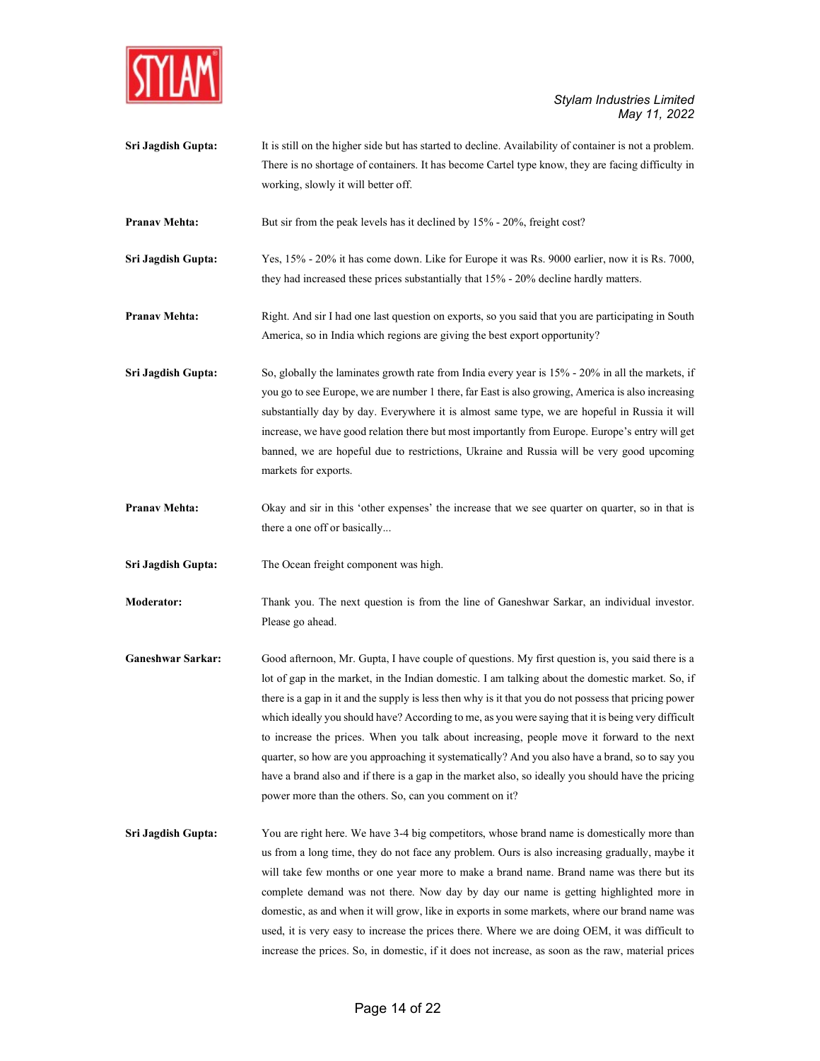**Sri Jagdish Gupta:** It is still on the higher side but has started to decline. Availability of container is not a problem. There is no shortage of containers. It has become Cartel type know, they are facing difficulty in working, slowly it will better off.

**Pranav Mehta:** But sir from the peak levels has it declined by 15% - 20%, freight cost?

**Sri Jagdish Gupta:** Yes, 15% - 20% it has come down. Like for Europe it was Rs. 9000 earlier, now it is Rs. 7000, they had increased these prices substantially that 15% - 20% decline hardly matters.

**Pranav Mehta:** Right. And sir I had one last question on exports, so you said that you are participating in South America, so in India which regions are giving the best export opportunity?

**Sri Jagdish Gupta:** So, globally the laminates growth rate from India every year is 15% - 20% in all the markets, if you go to see Europe, we are number 1 there, far East is also growing, America is also increasing substantially day by day. Everywhere it is almost same type, we are hopeful in Russia it will increase, we have good relation there but most importantly from Europe. Europe's entry will get banned, we are hopeful due to restrictions, Ukraine and Russia will be very good upcoming markets for exports.

**Pranav Mehta:** Okay and sir in this 'other expenses' the increase that we see quarter on quarter, so in that is there a one off or basically...

**Sri Jagdish Gupta:** The Ocean freight component was high.

**Moderator:** Thank you. The next question is from the line of Ganeshwar Sarkar, an individual investor. Please go ahead.

**Ganeshwar Sarkar:** Good afternoon, Mr. Gupta, I have couple of questions. My first question is, you said there is a lot of gap in the market, in the Indian domestic. I am talking about the domestic market. So, if there is a gap in it and the supply is less then why is it that you do not possess that pricing power which ideally you should have? According to me, as you were saying that it is being very difficult to increase the prices. When you talk about increasing, people move it forward to the next quarter, so how are you approaching it systematically? And you also have a brand, so to say you have a brand also and if there is a gap in the market also, so ideally you should have the pricing power more than the others. So, can you comment on it?

**Sri Jagdish Gupta:** You are right here. We have 3-4 big competitors, whose brand name is domestically more than us from a long time, they do not face any problem. Ours is also increasing gradually, maybe it will take few months or one year more to make a brand name. Brand name was there but its complete demand was not there. Now day by day our name is getting highlighted more in domestic, as and when it will grow, like in exports in some markets, where our brand name was used, it is very easy to increase the prices there. Where we are doing OEM, it was difficult to increase the prices. So, in domestic, if it does not increase, as soon as the raw, material prices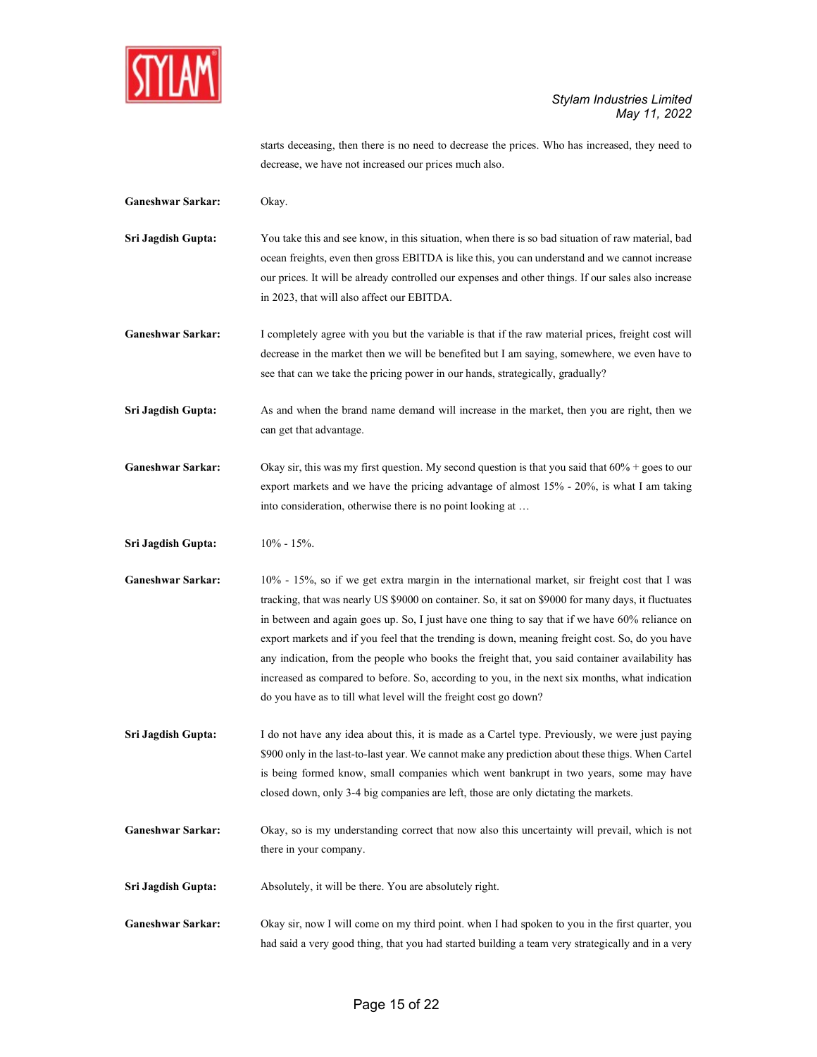starts deceasing, then there is no need to decrease the prices. Who has increased, they need to decrease, we have not increased our prices much also.

**Ganeshwar Sarkar:** Okay.

**Sri Jagdish Gupta:** You take this and see know, in this situation, when there is so bad situation of raw material, bad ocean freights, even then gross EBITDA is like this, you can understand and we cannot increase our prices. It will be already controlled our expenses and other things. If our sales also increase in 2023, that will also affect our EBITDA.

**Ganeshwar Sarkar:** I completely agree with you but the variable is that if the raw material prices, freight cost will decrease in the market then we will be benefited but I am saying, somewhere, we even have to see that can we take the pricing power in our hands, strategically, gradually?

**Sri Jagdish Gupta:** As and when the brand name demand will increase in the market, then you are right, then we can get that advantage.

**Ganeshwar Sarkar:** Okay sir, this was my first question. My second question is that you said that 60% + goes to our export markets and we have the pricing advantage of almost 15% - 20%, is what I am taking into consideration, otherwise there is no point looking at …

**Sri Jagdish Gupta:** 10% - 15%.

**Ganeshwar Sarkar:** 10% - 15%, so if we get extra margin in the international market, sir freight cost that I was tracking, that was nearly US $9000 on container. So, it sat on $9000 for many days, it fluctuates in between and again goes up. So, I just have one thing to say that if we have 60% reliance on export markets and if you feel that the trending is down, meaning freight cost. So, do you have any indication, from the people who books the freight that, you said container availability has increased as compared to before. So, according to you, in the next six months, what indication do you have as to till what level will the freight cost go down?

**Sri Jagdish Gupta:** I do not have any idea about this, it is made as a Cartel type. Previously, we were just paying $900 only in the last-to-last year. We cannot make any prediction about these thigs. When Cartel is being formed know, small companies which went bankrupt in two years, some may have closed down, only 3-4 big companies are left, those are only dictating the markets.

**Ganeshwar Sarkar:** Okay, so is my understanding correct that now also this uncertainty will prevail, which is not there in your company.

**Sri Jagdish Gupta:** Absolutely, it will be there. You are absolutely right.

**Ganeshwar Sarkar:** Okay sir, now I will come on my third point. when I had spoken to you in the first quarter, you had said a very good thing, that you had started building a team very strategically and in a very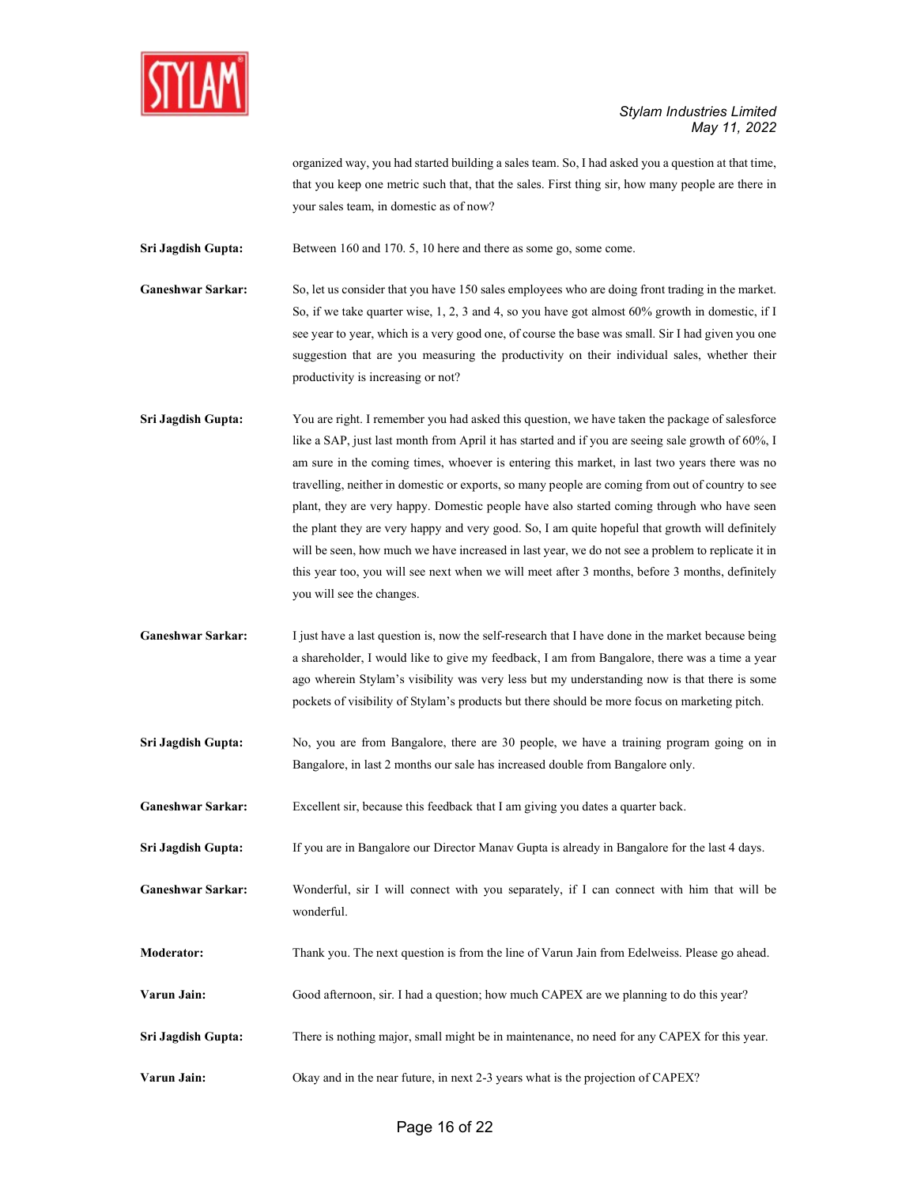organized way, you had started building a sales team. So, I had asked you a question at that time, that you keep one metric such that, that the sales. First thing sir, how many people are there in your sales team, in domestic as of now?

**Sri Jagdish Gupta:** Between 160 and 170. 5, 10 here and there as some go, some come.

**Ganeshwar Sarkar:** So, let us consider that you have 150 sales employees who are doing front trading in the market. So, if we take quarter wise, 1, 2, 3 and 4, so you have got almost 60% growth in domestic, if I see year to year, which is a very good one, of course the base was small. Sir I had given you one suggestion that are you measuring the productivity on their individual sales, whether their productivity is increasing or not?

**Sri Jagdish Gupta:** You are right. I remember you had asked this question, we have taken the package of salesforce like a SAP, just last month from April it has started and if you are seeing sale growth of 60%, I am sure in the coming times, whoever is entering this market, in last two years there was no travelling, neither in domestic or exports, so many people are coming from out of country to see plant, they are very happy. Domestic people have also started coming through who have seen the plant they are very happy and very good. So, I am quite hopeful that growth will definitely will be seen, how much we have increased in last year, we do not see a problem to replicate it in this year too, you will see next when we will meet after 3 months, before 3 months, definitely you will see the changes.

**Ganeshwar Sarkar:** I just have a last question is, now the self-research that I have done in the market because being a shareholder, I would like to give my feedback, I am from Bangalore, there was a time a year ago wherein Stylam's visibility was very less but my understanding now is that there is some pockets of visibility of Stylam's products but there should be more focus on marketing pitch.

**Sri Jagdish Gupta:** No, you are from Bangalore, there are 30 people, we have a training program going on in Bangalore, in last 2 months our sale has increased double from Bangalore only.

**Ganeshwar Sarkar:** Excellent sir, because this feedback that I am giving you dates a quarter back.

**Sri Jagdish Gupta:** If you are in Bangalore our Director Manav Gupta is already in Bangalore for the last 4 days.

**Ganeshwar Sarkar:** Wonderful, sir I will connect with you separately, if I can connect with him that will be wonderful.

**Moderator:** Thank you. The next question is from the line of Varun Jain from Edelweiss. Please go ahead.

**Varun Jain:** Good afternoon, sir. I had a question; how much CAPEX are we planning to do this year?

**Sri Jagdish Gupta:** There is nothing major, small might be in maintenance, no need for any CAPEX for this year.

**Varun Jain:** Okay and in the near future, in next 2-3 years what is the projection of CAPEX?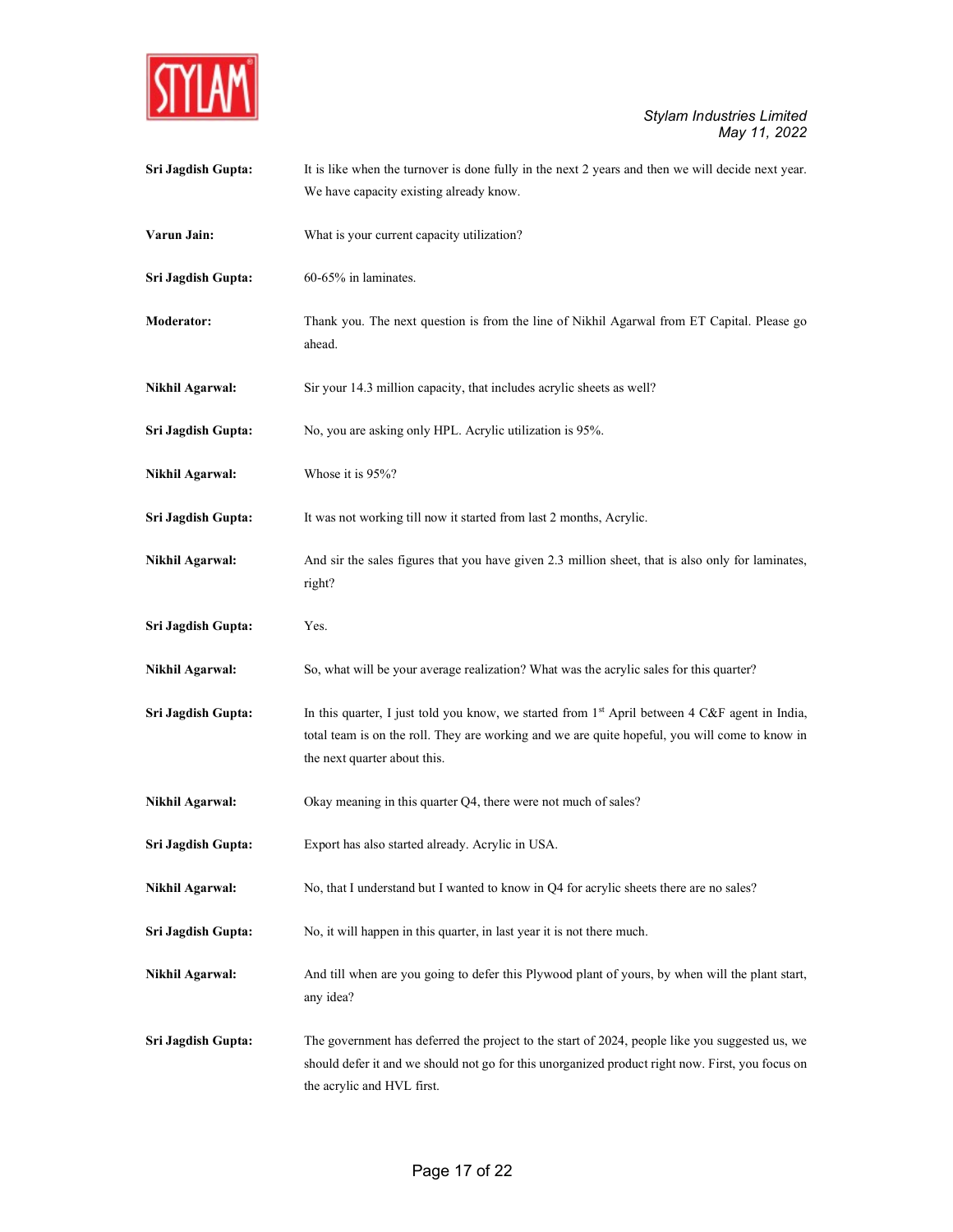**Sri Jagdish Gupta:** It is like when the turnover is done fully in the next 2 years and then we will decide next year. We have capacity existing already know.

**Varun Jain:** What is your current capacity utilization?

**Sri Jagdish Gupta:** 60-65% in laminates.

**Moderator:** Thank you. The next question is from the line of Nikhil Agarwal from ET Capital. Please go ahead.

**Nikhil Agarwal:** Sir your 14.3 million capacity, that includes acrylic sheets as well?

**Sri Jagdish Gupta:** No, you are asking only HPL. Acrylic utilization is 95%.

**Nikhil Agarwal:** Whose it is 95%?

**Sri Jagdish Gupta:** It was not working till now it started from last 2 months, Acrylic.

**Nikhil Agarwal:** And sir the sales figures that you have given 2.3 million sheet, that is also only for laminates, right?

**Sri Jagdish Gupta:** Yes.

**Nikhil Agarwal:** So, what will be your average realization? What was the acrylic sales for this quarter?

**Sri Jagdish Gupta:** In this quarter, I just told you know, we started from 1st April between 4 C&F agent in India, total team is on the roll. They are working and we are quite hopeful, you will come to know in the next quarter about this.

**Nikhil Agarwal:** Okay meaning in this quarter Q4, there were not much of sales?

**Sri Jagdish Gupta:** Export has also started already. Acrylic in USA.

**Nikhil Agarwal:** No, that I understand but I wanted to know in Q4 for acrylic sheets there are no sales?

**Sri Jagdish Gupta:** No, it will happen in this quarter, in last year it is not there much.

**Nikhil Agarwal:** And till when are you going to defer this Plywood plant of yours, by when will the plant start, any idea?

**Sri Jagdish Gupta:** The government has deferred the project to the start of 2024, people like you suggested us, we should defer it and we should not go for this unorganized product right now. First, you focus on the acrylic and HVL first.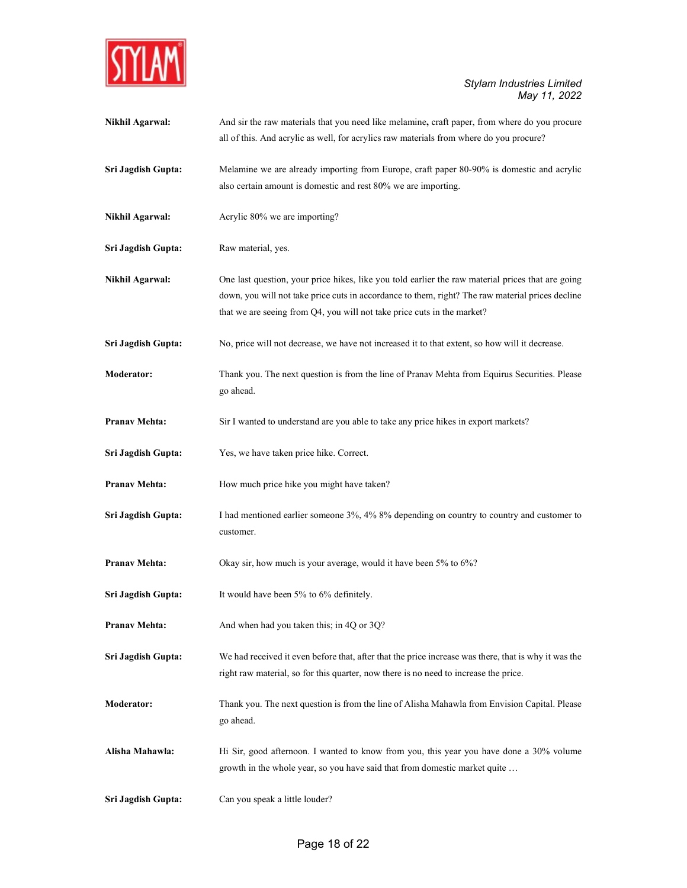**Nikhil Agarwal:** And sir the raw materials that you need like melamine**,** craft paper, from where do you procure all of this. And acrylic as well, for acrylics raw materials from where do you procure?

**Sri Jagdish Gupta:** Melamine we are already importing from Europe, craft paper 80-90% is domestic and acrylic also certain amount is domestic and rest 80% we are importing.

**Nikhil Agarwal:** Acrylic 80% we are importing?

**Sri Jagdish Gupta:** Raw material, yes.

**Nikhil Agarwal:** One last question, your price hikes, like you told earlier the raw material prices that are going down, you will not take price cuts in accordance to them, right? The raw material prices decline that we are seeing from Q4, you will not take price cuts in the market?

**Sri Jagdish Gupta:** No, price will not decrease, we have not increased it to that extent, so how will it decrease.

**Moderator:** Thank you. The next question is from the line of Pranav Mehta from Equirus Securities. Please go ahead.

**Pranav Mehta:** Sir I wanted to understand are you able to take any price hikes in export markets?

**Sri Jagdish Gupta:** Yes, we have taken price hike. Correct.

**Pranav Mehta:** How much price hike you might have taken?

**Sri Jagdish Gupta:** I had mentioned earlier someone 3%, 4% 8% depending on country to country and customer to customer.

**Pranav Mehta:** Okay sir, how much is your average, would it have been 5% to 6%?

**Sri Jagdish Gupta:** It would have been 5% to 6% definitely.

**Pranav Mehta:** And when had you taken this; in 4Q or 3Q?

**Sri Jagdish Gupta:** We had received it even before that, after that the price increase was there, that is why it was the right raw material, so for this quarter, now there is no need to increase the price.

**Moderator:** Thank you. The next question is from the line of Alisha Mahawla from Envision Capital. Please go ahead.

**Alisha Mahawla:** Hi Sir, good afternoon. I wanted to know from you, this year you have done a 30% volume growth in the whole year, so you have said that from domestic market quite …

**Sri Jagdish Gupta:** Can you speak a little louder?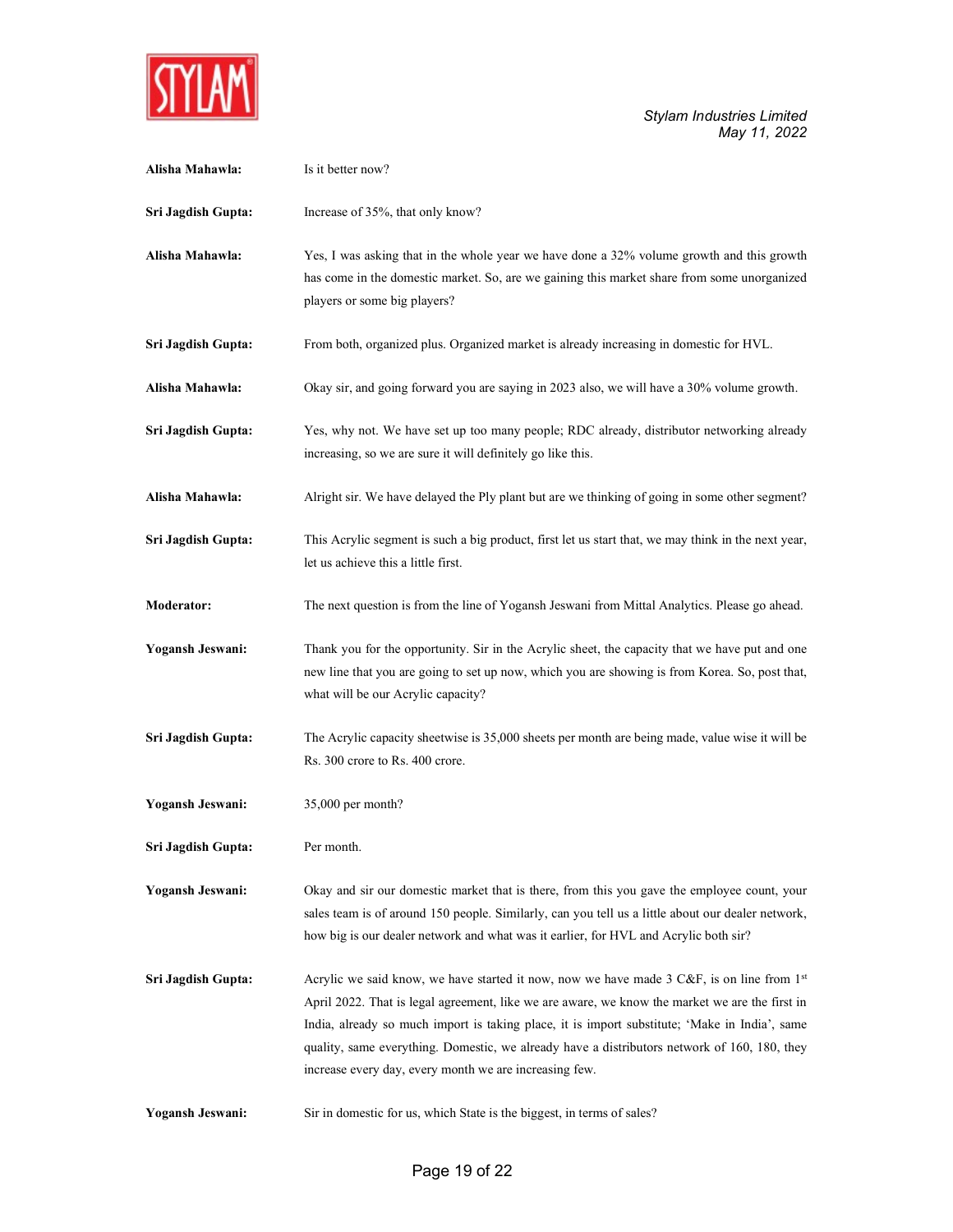**Alisha Mahawla:** Is it better now?

**Sri Jagdish Gupta:** Increase of 35%, that only know?

**Alisha Mahawla:** Yes, I was asking that in the whole year we have done a 32% volume growth and this growth has come in the domestic market. So, are we gaining this market share from some unorganized players or some big players?

**Sri Jagdish Gupta:** From both, organized plus. Organized market is already increasing in domestic for HVL.

**Alisha Mahawla:** Okay sir, and going forward you are saying in 2023 also, we will have a 30% volume growth.

**Sri Jagdish Gupta:** Yes, why not. We have set up too many people; RDC already, distributor networking already increasing, so we are sure it will definitely go like this.

**Alisha Mahawla:** Alright sir. We have delayed the Ply plant but are we thinking of going in some other segment?

**Sri Jagdish Gupta:** This Acrylic segment is such a big product, first let us start that, we may think in the next year, let us achieve this a little first.

**Moderator:** The next question is from the line of Yogansh Jeswani from Mittal Analytics. Please go ahead.

**Yogansh Jeswani:** Thank you for the opportunity. Sir in the Acrylic sheet, the capacity that we have put and one new line that you are going to set up now, which you are showing is from Korea. So, post that, what will be our Acrylic capacity?

**Sri Jagdish Gupta:** The Acrylic capacity sheetwise is 35,000 sheets per month are being made, value wise it will be Rs. 300 crore to Rs. 400 crore.

**Yogansh Jeswani:** 35,000 per month?

**Sri Jagdish Gupta:** Per month.

**Yogansh Jeswani:** Okay and sir our domestic market that is there, from this you gave the employee count, your sales team is of around 150 people. Similarly, can you tell us a little about our dealer network, how big is our dealer network and what was it earlier, for HVL and Acrylic both sir?

**Sri Jagdish Gupta:** Acrylic we said know, we have started it now, now we have made 3 C&F, is on line from 1st April 2022. That is legal agreement, like we are aware, we know the market we are the first in India, already so much import is taking place, it is import substitute; 'Make in India', same quality, same everything. Domestic, we already have a distributors network of 160, 180, they increase every day, every month we are increasing few.

**Yogansh Jeswani:** Sir in domestic for us, which State is the biggest, in terms of sales?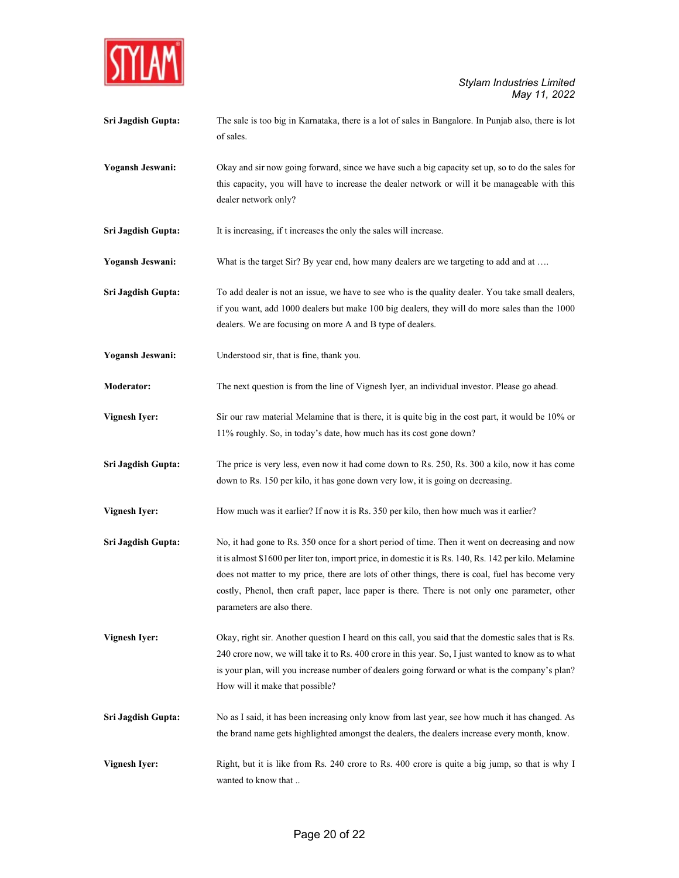**Sri Jagdish Gupta:** The sale is too big in Karnataka, there is a lot of sales in Bangalore. In Punjab also, there is lot of sales.

**Yogansh Jeswani:** Okay and sir now going forward, since we have such a big capacity set up, so to do the sales for this capacity, you will have to increase the dealer network or will it be manageable with this dealer network only?

**Sri Jagdish Gupta:** It is increasing, if t increases the only the sales will increase.

**Yogansh Jeswani:** What is the target Sir? By year end, how many dealers are we targeting to add and at ….

**Sri Jagdish Gupta:** To add dealer is not an issue, we have to see who is the quality dealer. You take small dealers, if you want, add 1000 dealers but make 100 big dealers, they will do more sales than the 1000 dealers. We are focusing on more A and B type of dealers.

**Yogansh Jeswani:** Understood sir, that is fine, thank you.

**Moderator:** The next question is from the line of Vignesh Iyer, an individual investor. Please go ahead.

**Vignesh Iyer:** Sir our raw material Melamine that is there, it is quite big in the cost part, it would be 10% or 11% roughly. So, in today's date, how much has its cost gone down?

**Sri Jagdish Gupta:** The price is very less, even now it had come down to Rs. 250, Rs. 300 a kilo, now it has come down to Rs. 150 per kilo, it has gone down very low, it is going on decreasing.

**Vignesh Iyer:** How much was it earlier? If now it is Rs. 350 per kilo, then how much was it earlier?

**Sri Jagdish Gupta:** No, it had gone to Rs. 350 once for a short period of time. Then it went on decreasing and now it is almost $1600 per liter ton, import price, in domestic it is Rs. 140, Rs. 142 per kilo. Melamine does not matter to my price, there are lots of other things, there is coal, fuel has become very costly, Phenol, then craft paper, lace paper is there. There is not only one parameter, other parameters are also there.

**Vignesh Iyer:** Okay, right sir. Another question I heard on this call, you said that the domestic sales that is Rs. 240 crore now, we will take it to Rs. 400 crore in this year. So, I just wanted to know as to what is your plan, will you increase number of dealers going forward or what is the company's plan? How will it make that possible?

**Sri Jagdish Gupta:** No as I said, it has been increasing only know from last year, see how much it has changed. As the brand name gets highlighted amongst the dealers, the dealers increase every month, know.

**Vignesh Iyer:** Right, but it is like from Rs. 240 crore to Rs. 400 crore is quite a big jump, so that is why I wanted to know that ..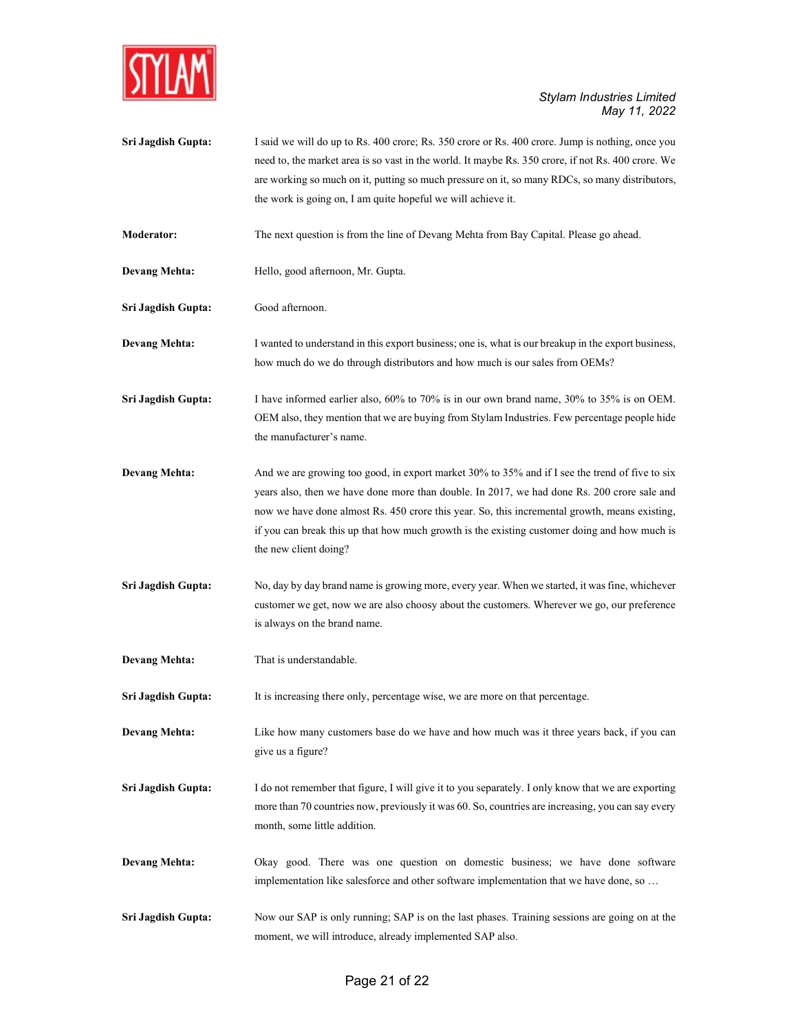**Sri Jagdish Gupta:** I said we will do up to Rs. 400 crore; Rs. 350 crore or Rs. 400 crore. Jump is nothing, once you need to, the market area is so vast in the world. It maybe Rs. 350 crore, if not Rs. 400 crore. We are working so much on it, putting so much pressure on it, so many RDCs, so many distributors, the work is going on, I am quite hopeful we will achieve it.

**Moderator:** The next question is from the line of Devang Mehta from Bay Capital. Please go ahead.

**Devang Mehta:** Hello, good afternoon, Mr. Gupta.

**Sri Jagdish Gupta:** Good afternoon.

**Devang Mehta:** I wanted to understand in this export business; one is, what is our breakup in the export business, how much do we do through distributors and how much is our sales from OEMs?

**Sri Jagdish Gupta:** I have informed earlier also, 60% to 70% is in our own brand name, 30% to 35% is on OEM. OEM also, they mention that we are buying from Stylam Industries. Few percentage people hide the manufacturer's name.

**Devang Mehta:** And we are growing too good, in export market 30% to 35% and if I see the trend of five to six years also, then we have done more than double. In 2017, we had done Rs. 200 crore sale and now we have done almost Rs. 450 crore this year. So, this incremental growth, means existing, if you can break this up that how much growth is the existing customer doing and how much is the new client doing?

**Sri Jagdish Gupta:** No, day by day brand name is growing more, every year. When we started, it was fine, whichever customer we get, now we are also choosy about the customers. Wherever we go, our preference is always on the brand name.

**Devang Mehta:** That is understandable.

**Sri Jagdish Gupta:** It is increasing there only, percentage wise, we are more on that percentage.

**Devang Mehta:** Like how many customers base do we have and how much was it three years back, if you can give us a figure?

**Sri Jagdish Gupta:** I do not remember that figure, I will give it to you separately. I only know that we are exporting more than 70 countries now, previously it was 60. So, countries are increasing, you can say every month, some little addition.

**Devang Mehta:** Okay good. There was one question on domestic business; we have done software implementation like salesforce and other software implementation that we have done, so …

**Sri Jagdish Gupta:** Now our SAP is only running; SAP is on the last phases. Training sessions are going on at the moment, we will introduce, already implemented SAP also.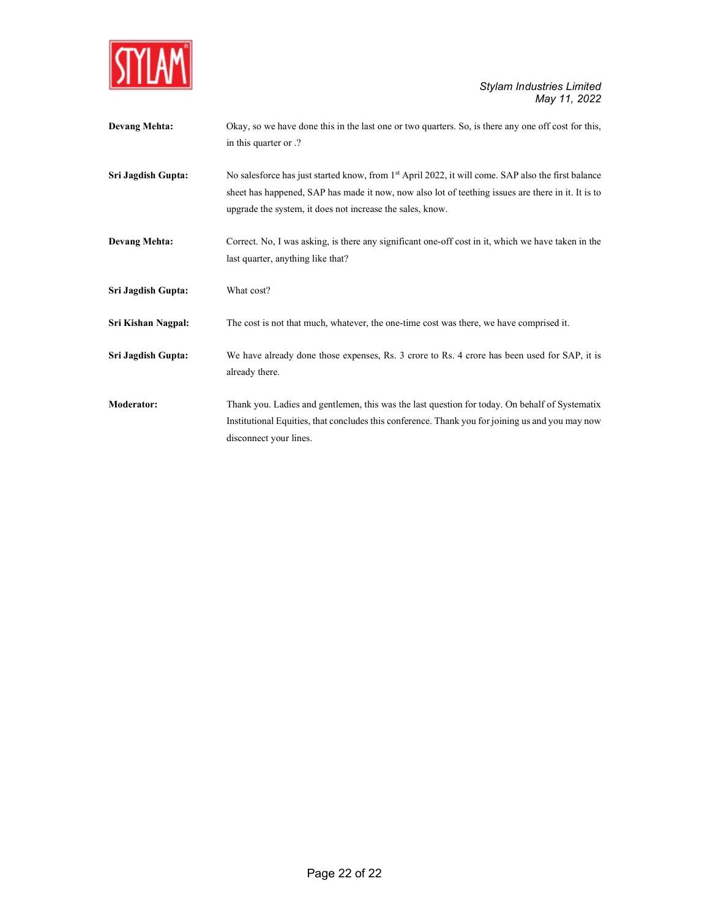**Devang Mehta:** Okay, so we have done this in the last one or two quarters. So, is there any one off cost for this, in this quarter or .?

**Sri Jagdish Gupta:** No salesforce has just started know, from 1st April 2022, it will come. SAP also the first balance sheet has happened, SAP has made it now, now also lot of teething issues are there in it. It is to upgrade the system, it does not increase the sales, know.

**Devang Mehta:** Correct. No, I was asking, is there any significant one-off cost in it, which we have taken in the last quarter, anything like that?

**Sri Jagdish Gupta:** What cost?

**Sri Kishan Nagpal:** The cost is not that much, whatever, the one-time cost was there, we have comprised it.

**Sri Jagdish Gupta:** We have already done those expenses, Rs. 3 crore to Rs. 4 crore has been used for SAP, it is already there.

**Moderator:** Thank you. Ladies and gentlemen, this was the last question for today. On behalf of Systematix Institutional Equities, that concludes this conference. Thank you for joining us and you may now disconnect your lines.